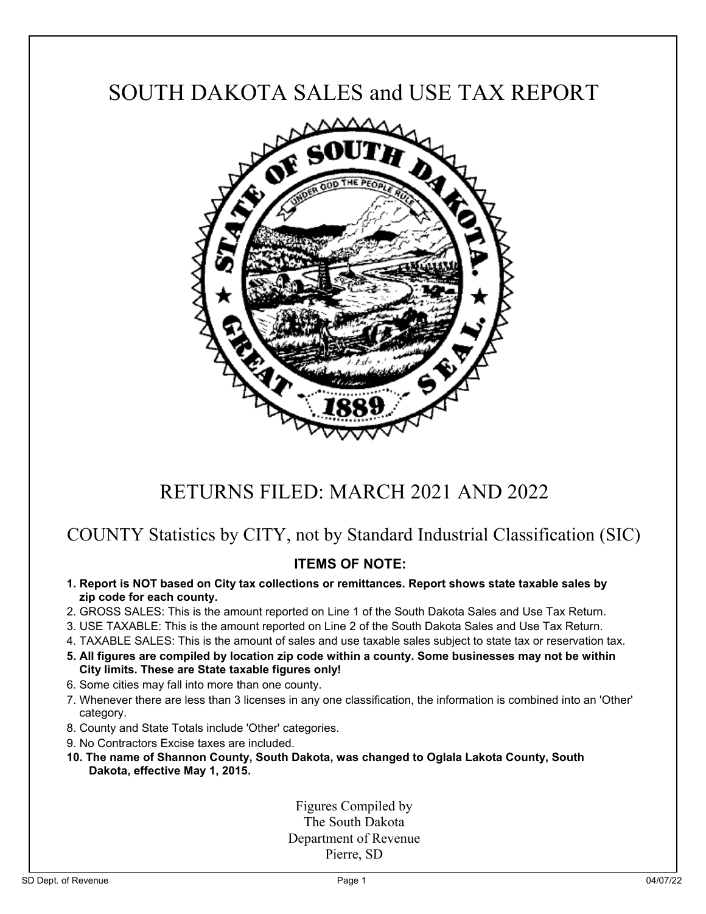# SOUTH DAKOTA SALES and USE TAX REPORT

## RETURNS FILED: MARCH 2021 AND 2022

### COUNTY Statistics by CITY, not by Standard Industrial Classification (SIC)

**ITEMS OF NOTE:**

1. **Report is NOT based on City tax collections or remittances. Report shows state taxable sales by zip code for each county.**
2. GROSS SALES: This is the amount reported on Line 1 of the South Dakota Sales and Use Tax Return.
3. USE TAXABLE: This is the amount reported on Line 2 of the South Dakota Sales and Use Tax Return.
4. TAXABLE SALES: This is the amount of sales and use taxable sales subject to state tax or reservation tax.
5. **All figures are compiled by location zip code within a county. Some businesses may not be within City limits. These are State taxable figures only!**
6. Some cities may fall into more than one county.
7. Whenever there are less than 3 licenses in any one classification, the information is combined into an 'Other' category.
8. County and State Totals include 'Other' categories.
9. No Contractors Excise taxes are included.
10. **The name of Shannon County, South Dakota, was changed to Oglala Lakota County, South Dakota, effective May 1, 2015.**

Figures Compiled by
The South Dakota
Department of Revenue
Pierre, SD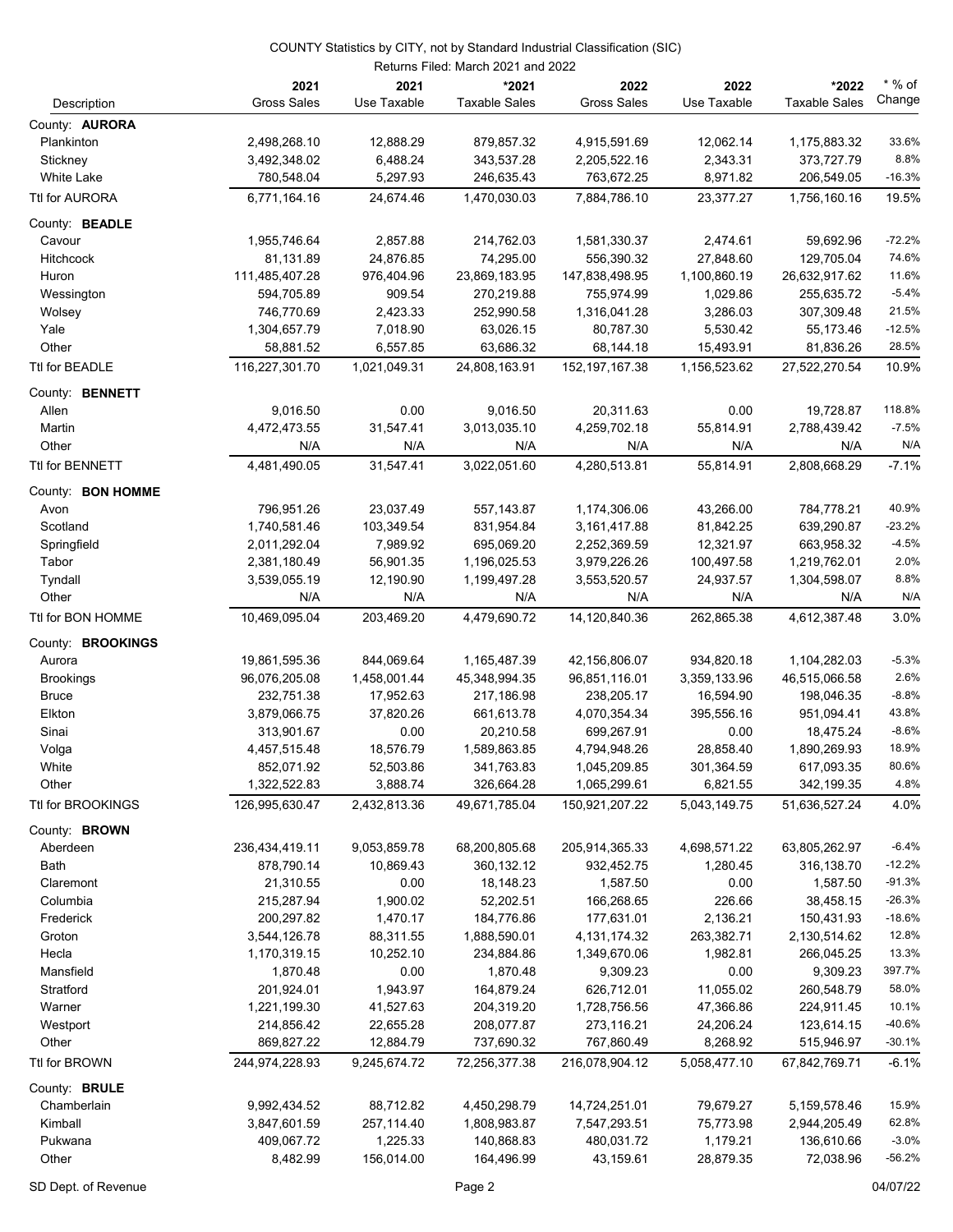COUNTY Statistics by CITY, not by Standard Industrial Classification (SIC)

Returns Filed: March 2021 and 2022

| Description | 2021 Gross Sales | 2021 Use Taxable | *2021 Taxable Sales | 2022 Gross Sales | 2022 Use Taxable | *2022 Taxable Sales | * % of Change |
|---|---|---|---|---|---|---|---|
| County: **AURORA** | | | | | | | |
| Plankinton | 2,498,268.10 | 12,888.29 | 879,857.32 | 4,915,591.69 | 12,062.14 | 1,175,883.32 | 33.6% |
| Stickney | 3,492,348.02 | 6,488.24 | 343,537.28 | 2,205,522.16 | 2,343.31 | 373,727.79 | 8.8% |
| White Lake | 780,548.04 | 5,297.93 | 246,635.43 | 763,672.25 | 8,971.82 | 206,549.05 | -16.3% |
| Ttl for AURORA | 6,771,164.16 | 24,674.46 | 1,470,030.03 | 7,884,786.10 | 23,377.27 | 1,756,160.16 | 19.5% |
| County: **BEADLE** | | | | | | | |
| Cavour | 1,955,746.64 | 2,857.88 | 214,762.03 | 1,581,330.37 | 2,474.61 | 59,692.96 | -72.2% |
| Hitchcock | 81,131.89 | 24,876.85 | 74,295.00 | 556,390.32 | 27,848.60 | 129,705.04 | 74.6% |
| Huron | 111,485,407.28 | 976,404.96 | 23,869,183.95 | 147,838,498.95 | 1,100,860.19 | 26,632,917.62 | 11.6% |
| Wessington | 594,705.89 | 909.54 | 270,219.88 | 755,974.99 | 1,029.86 | 255,635.72 | -5.4% |
| Wolsey | 746,770.69 | 2,423.33 | 252,990.58 | 1,316,041.28 | 3,286.03 | 307,309.48 | 21.5% |
| Yale | 1,304,657.79 | 7,018.90 | 63,026.15 | 80,787.30 | 5,530.42 | 55,173.46 | -12.5% |
| Other | 58,881.52 | 6,557.85 | 63,686.32 | 68,144.18 | 15,493.91 | 81,836.26 | 28.5% |
| Ttl for BEADLE | 116,227,301.70 | 1,021,049.31 | 24,808,163.91 | 152,197,167.38 | 1,156,523.62 | 27,522,270.54 | 10.9% |
| County: **BENNETT** | | | | | | | |
| Allen | 9,016.50 | 0.00 | 9,016.50 | 20,311.63 | 0.00 | 19,728.87 | 118.8% |
| Martin | 4,472,473.55 | 31,547.41 | 3,013,035.10 | 4,259,702.18 | 55,814.91 | 2,788,439.42 | -7.5% |
| Other | N/A | N/A | N/A | N/A | N/A | N/A | N/A |
| Ttl for BENNETT | 4,481,490.05 | 31,547.41 | 3,022,051.60 | 4,280,513.81 | 55,814.91 | 2,808,668.29 | -7.1% |
| County: **BON HOMME** | | | | | | | |
| Avon | 796,951.26 | 23,037.49 | 557,143.87 | 1,174,306.06 | 43,266.00 | 784,778.21 | 40.9% |
| Scotland | 1,740,581.46 | 103,349.54 | 831,954.84 | 3,161,417.88 | 81,842.25 | 639,290.87 | -23.2% |
| Springfield | 2,011,292.04 | 7,989.92 | 695,069.20 | 2,252,369.59 | 12,321.97 | 663,958.32 | -4.5% |
| Tabor | 2,381,180.49 | 56,901.35 | 1,196,025.53 | 3,979,226.26 | 100,497.58 | 1,219,762.01 | 2.0% |
| Tyndall | 3,539,055.19 | 12,190.90 | 1,199,497.28 | 3,553,520.57 | 24,937.57 | 1,304,598.07 | 8.8% |
| Other | N/A | N/A | N/A | N/A | N/A | N/A | N/A |
| Ttl for BON HOMME | 10,469,095.04 | 203,469.20 | 4,479,690.72 | 14,120,840.36 | 262,865.38 | 4,612,387.48 | 3.0% |
| County: **BROOKINGS** | | | | | | | |
| Aurora | 19,861,595.36 | 844,069.64 | 1,165,487.39 | 42,156,806.07 | 934,820.18 | 1,104,282.03 | -5.3% |
| Brookings | 96,076,205.08 | 1,458,001.44 | 45,348,994.35 | 96,851,116.01 | 3,359,133.96 | 46,515,066.58 | 2.6% |
| Bruce | 232,751.38 | 17,952.63 | 217,186.98 | 238,205.17 | 16,594.90 | 198,046.35 | -8.8% |
| Elkton | 3,879,066.75 | 37,820.26 | 661,613.78 | 4,070,354.34 | 395,556.16 | 951,094.41 | 43.8% |
| Sinai | 313,901.67 | 0.00 | 20,210.58 | 699,267.91 | 0.00 | 18,475.24 | -8.6% |
| Volga | 4,457,515.48 | 18,576.79 | 1,589,863.85 | 4,794,948.26 | 28,858.40 | 1,890,269.93 | 18.9% |
| White | 852,071.92 | 52,503.86 | 341,763.83 | 1,045,209.85 | 301,364.59 | 617,093.35 | 80.6% |
| Other | 1,322,522.83 | 3,888.74 | 326,664.28 | 1,065,299.61 | 6,821.55 | 342,199.35 | 4.8% |
| Ttl for BROOKINGS | 126,995,630.47 | 2,432,813.36 | 49,671,785.04 | 150,921,207.22 | 5,043,149.75 | 51,636,527.24 | 4.0% |
| County: **BROWN** | | | | | | | |
| Aberdeen | 236,434,419.11 | 9,053,859.78 | 68,200,805.68 | 205,914,365.33 | 4,698,571.22 | 63,805,262.97 | -6.4% |
| Bath | 878,790.14 | 10,869.43 | 360,132.12 | 932,452.75 | 1,280.45 | 316,138.70 | -12.2% |
| Claremont | 21,310.55 | 0.00 | 18,148.23 | 1,587.50 | 0.00 | 1,587.50 | -91.3% |
| Columbia | 215,287.94 | 1,900.02 | 52,202.51 | 166,268.65 | 226.66 | 38,458.15 | -26.3% |
| Frederick | 200,297.82 | 1,470.17 | 184,776.86 | 177,631.01 | 2,136.21 | 150,431.93 | -18.6% |
| Groton | 3,544,126.78 | 88,311.55 | 1,888,590.01 | 4,131,174.32 | 263,382.71 | 2,130,514.62 | 12.8% |
| Hecla | 1,170,319.15 | 10,252.10 | 234,884.86 | 1,349,670.06 | 1,982.81 | 266,045.25 | 13.3% |
| Mansfield | 1,870.48 | 0.00 | 1,870.48 | 9,309.23 | 0.00 | 9,309.23 | 397.7% |
| Stratford | 201,924.01 | 1,943.97 | 164,879.24 | 626,712.01 | 11,055.02 | 260,548.79 | 58.0% |
| Warner | 1,221,199.30 | 41,527.63 | 204,319.20 | 1,728,756.56 | 47,366.86 | 224,911.45 | 10.1% |
| Westport | 214,856.42 | 22,655.28 | 208,077.87 | 273,116.21 | 24,206.24 | 123,614.15 | -40.6% |
| Other | 869,827.22 | 12,884.79 | 737,690.32 | 767,860.49 | 8,268.92 | 515,946.97 | -30.1% |
| Ttl for BROWN | 244,974,228.93 | 9,245,674.72 | 72,256,377.38 | 216,078,904.12 | 5,058,477.10 | 67,842,769.71 | -6.1% |
| County: **BRULE** | | | | | | | |
| Chamberlain | 9,992,434.52 | 88,712.82 | 4,450,298.79 | 14,724,251.01 | 79,679.27 | 5,159,578.46 | 15.9% |
| Kimball | 3,847,601.59 | 257,114.40 | 1,808,983.87 | 7,547,293.51 | 75,773.98 | 2,944,205.49 | 62.8% |
| Pukwana | 409,067.72 | 1,225.33 | 140,868.83 | 480,031.72 | 1,179.21 | 136,610.66 | -3.0% |
| Other | 8,482.99 | 156,014.00 | 164,496.99 | 43,159.61 | 28,879.35 | 72,038.96 | -56.2% |

SD Dept. of Revenue — 04/07/22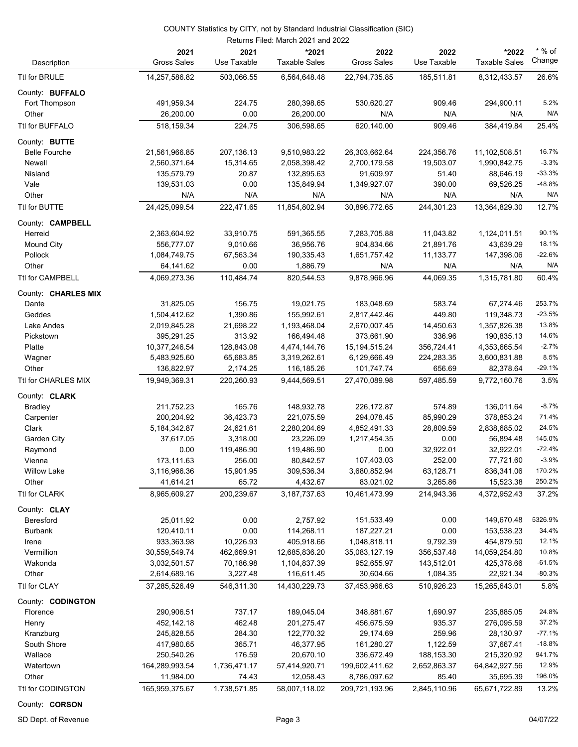COUNTY Statistics by CITY, not by Standard Industrial Classification (SIC)

Returns Filed: March 2021 and 2022

| Description | 2021 Gross Sales | 2021 Use Taxable | *2021 Taxable Sales | 2022 Gross Sales | 2022 Use Taxable | *2022 Taxable Sales | * % of Change |
|---|---|---|---|---|---|---|---|
| Ttl for BRULE | 14,257,586.82 | 503,066.55 | 6,564,648.48 | 22,794,735.85 | 185,511.81 | 8,312,433.57 | 26.6% |
| County: **BUFFALO** | | | | | | | |
| Fort Thompson | 491,959.34 | 224.75 | 280,398.65 | 530,620.27 | 909.46 | 294,900.11 | 5.2% |
| Other | 26,200.00 | 0.00 | 26,200.00 | N/A | N/A | N/A | N/A |
| Ttl for BUFFALO | 518,159.34 | 224.75 | 306,598.65 | 620,140.00 | 909.46 | 384,419.84 | 25.4% |
| County: **BUTTE** | | | | | | | |
| Belle Fourche | 21,561,966.85 | 207,136.13 | 9,510,983.22 | 26,303,662.64 | 224,356.76 | 11,102,508.51 | 16.7% |
| Newell | 2,560,371.64 | 15,314.65 | 2,058,398.42 | 2,700,179.58 | 19,503.07 | 1,990,842.75 | -3.3% |
| Nisland | 135,579.79 | 20.87 | 132,895.63 | 91,609.97 | 51.40 | 88,646.19 | -33.3% |
| Vale | 139,531.03 | 0.00 | 135,849.94 | 1,349,927.07 | 390.00 | 69,526.25 | -48.8% |
| Other | N/A | N/A | N/A | N/A | N/A | N/A | N/A |
| Ttl for BUTTE | 24,425,099.54 | 222,471.65 | 11,854,802.94 | 30,896,772.65 | 244,301.23 | 13,364,829.30 | 12.7% |
| County: **CAMPBELL** | | | | | | | |
| Herreid | 2,363,604.92 | 33,910.75 | 591,365.55 | 7,283,705.88 | 11,043.82 | 1,124,011.51 | 90.1% |
| Mound City | 556,777.07 | 9,010.66 | 36,956.76 | 904,834.66 | 21,891.76 | 43,639.29 | 18.1% |
| Pollock | 1,084,749.75 | 67,563.34 | 190,335.43 | 1,651,757.42 | 11,133.77 | 147,398.06 | -22.6% |
| Other | 64,141.62 | 0.00 | 1,886.79 | N/A | N/A | N/A | N/A |
| Ttl for CAMPBELL | 4,069,273.36 | 110,484.74 | 820,544.53 | 9,878,966.96 | 44,069.35 | 1,315,781.80 | 60.4% |
| County: **CHARLES MIX** | | | | | | | |
| Dante | 31,825.05 | 156.75 | 19,021.75 | 183,048.69 | 583.74 | 67,274.46 | 253.7% |
| Geddes | 1,504,412.62 | 1,390.86 | 155,992.61 | 2,817,442.46 | 449.80 | 119,348.73 | -23.5% |
| Lake Andes | 2,019,845.28 | 21,698.22 | 1,193,468.04 | 2,670,007.45 | 14,450.63 | 1,357,826.38 | 13.8% |
| Pickstown | 395,291.25 | 313.92 | 166,494.48 | 373,661.90 | 336.96 | 190,835.13 | 14.6% |
| Platte | 10,377,246.54 | 128,843.08 | 4,474,144.76 | 15,194,515.24 | 356,724.41 | 4,353,665.54 | -2.7% |
| Wagner | 5,483,925.60 | 65,683.85 | 3,319,262.61 | 6,129,666.49 | 224,283.35 | 3,600,831.88 | 8.5% |
| Other | 136,822.97 | 2,174.25 | 116,185.26 | 101,747.74 | 656.69 | 82,378.64 | -29.1% |
| Ttl for CHARLES MIX | 19,949,369.31 | 220,260.93 | 9,444,569.51 | 27,470,089.98 | 597,485.59 | 9,772,160.76 | 3.5% |
| County: **CLARK** | | | | | | | |
| Bradley | 211,752.23 | 165.76 | 148,932.78 | 226,172.87 | 574.89 | 136,011.64 | -8.7% |
| Carpenter | 200,204.92 | 36,423.73 | 221,075.59 | 294,078.45 | 85,990.29 | 378,853.24 | 71.4% |
| Clark | 5,184,342.87 | 24,621.61 | 2,280,204.69 | 4,852,491.33 | 28,809.59 | 2,838,685.02 | 24.5% |
| Garden City | 37,617.05 | 3,318.00 | 23,226.09 | 1,217,454.35 | 0.00 | 56,894.48 | 145.0% |
| Raymond | 0.00 | 119,486.90 | 119,486.90 | 0.00 | 32,922.01 | 32,922.01 | -72.4% |
| Vienna | 173,111.63 | 256.00 | 80,842.57 | 107,403.03 | 252.00 | 77,721.60 | -3.9% |
| Willow Lake | 3,116,966.36 | 15,901.95 | 309,536.34 | 3,680,852.94 | 63,128.71 | 836,341.06 | 170.2% |
| Other | 41,614.21 | 65.72 | 4,432.67 | 83,021.02 | 3,265.86 | 15,523.38 | 250.2% |
| Ttl for CLARK | 8,965,609.27 | 200,239.67 | 3,187,737.63 | 10,461,473.99 | 214,943.36 | 4,372,952.43 | 37.2% |
| County: **CLAY** | | | | | | | |
| Beresford | 25,011.92 | 0.00 | 2,757.92 | 151,533.49 | 0.00 | 149,670.48 | 5326.9% |
| Burbank | 120,410.11 | 0.00 | 114,268.11 | 187,227.21 | 0.00 | 153,538.23 | 34.4% |
| Irene | 933,363.98 | 10,226.93 | 405,918.66 | 1,048,818.11 | 9,792.39 | 454,879.50 | 12.1% |
| Vermillion | 30,559,549.74 | 462,669.91 | 12,685,836.20 | 35,083,127.19 | 356,537.48 | 14,059,254.80 | 10.8% |
| Wakonda | 3,032,501.57 | 70,186.98 | 1,104,837.39 | 952,655.97 | 143,512.01 | 425,378.66 | -61.5% |
| Other | 2,614,689.16 | 3,227.48 | 116,611.45 | 30,604.66 | 1,084.35 | 22,921.34 | -80.3% |
| Ttl for CLAY | 37,285,526.49 | 546,311.30 | 14,430,229.73 | 37,453,966.63 | 510,926.23 | 15,265,643.01 | 5.8% |
| County: **CODINGTON** | | | | | | | |
| Florence | 290,906.51 | 737.17 | 189,045.04 | 348,881.67 | 1,690.97 | 235,885.05 | 24.8% |
| Henry | 452,142.18 | 462.48 | 201,275.47 | 456,675.59 | 935.37 | 276,095.59 | 37.2% |
| Kranzburg | 245,828.55 | 284.30 | 122,770.32 | 29,174.69 | 259.96 | 28,130.97 | -77.1% |
| South Shore | 417,980.65 | 365.71 | 46,377.95 | 161,280.27 | 1,122.59 | 37,667.41 | -18.8% |
| Wallace | 250,540.26 | 176.59 | 20,670.10 | 336,672.49 | 188,153.30 | 215,320.92 | 941.7% |
| Watertown | 164,289,993.54 | 1,736,471.17 | 57,414,920.71 | 199,602,411.62 | 2,652,863.37 | 64,842,927.56 | 12.9% |
| Other | 11,984.00 | 74.43 | 12,058.43 | 8,786,097.62 | 85.40 | 35,695.39 | 196.0% |
| Ttl for CODINGTON | 165,959,375.67 | 1,738,571.85 | 58,007,118.02 | 209,721,193.96 | 2,845,110.96 | 65,671,722.89 | 13.2% |
| County: **CORSON** | | | | | | | |

SD Dept. of Revenue 04/07/22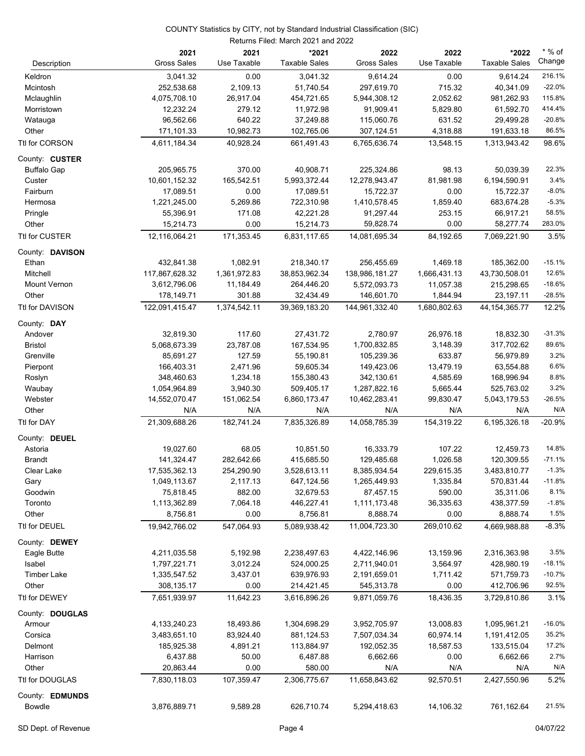COUNTY Statistics by CITY, not by Standard Industrial Classification (SIC)

Returns Filed: March 2021 and 2022

| Description | 2021 Gross Sales | 2021 Use Taxable | *2021 Taxable Sales | 2022 Gross Sales | 2022 Use Taxable | *2022 Taxable Sales | * % of Change |
|---|---|---|---|---|---|---|---|
| Keldron | 3,041.32 | 0.00 | 3,041.32 | 9,614.24 | 0.00 | 9,614.24 | 216.1% |
| Mcintosh | 252,538.68 | 2,109.13 | 51,740.54 | 297,619.70 | 715.32 | 40,341.09 | -22.0% |
| Mclaughlin | 4,075,708.10 | 26,917.04 | 454,721.65 | 5,944,308.12 | 2,052.62 | 981,262.93 | 115.8% |
| Morristown | 12,232.24 | 279.12 | 11,972.98 | 91,909.41 | 5,829.80 | 61,592.70 | 414.4% |
| Watauga | 96,562.66 | 640.22 | 37,249.88 | 115,060.76 | 631.52 | 29,499.28 | -20.8% |
| Other | 171,101.33 | 10,982.73 | 102,765.06 | 307,124.51 | 4,318.88 | 191,633.18 | 86.5% |
| Ttl for CORSON | 4,611,184.34 | 40,928.24 | 661,491.43 | 6,765,636.74 | 13,548.15 | 1,313,943.42 | 98.6% |
| County: **CUSTER** | | | | | | | |
| Buffalo Gap | 205,965.75 | 370.00 | 40,908.71 | 225,324.86 | 98.13 | 50,039.39 | 22.3% |
| Custer | 10,601,152.32 | 165,542.51 | 5,993,372.44 | 12,278,943.47 | 81,981.98 | 6,194,590.91 | 3.4% |
| Fairburn | 17,089.51 | 0.00 | 17,089.51 | 15,722.37 | 0.00 | 15,722.37 | -8.0% |
| Hermosa | 1,221,245.00 | 5,269.86 | 722,310.98 | 1,410,578.45 | 1,859.40 | 683,674.28 | -5.3% |
| Pringle | 55,396.91 | 171.08 | 42,221.28 | 91,297.44 | 253.15 | 66,917.21 | 58.5% |
| Other | 15,214.73 | 0.00 | 15,214.73 | 59,828.74 | 0.00 | 58,277.74 | 283.0% |
| Ttl for CUSTER | 12,116,064.21 | 171,353.45 | 6,831,117.65 | 14,081,695.34 | 84,192.65 | 7,069,221.90 | 3.5% |
| County: **DAVISON** | | | | | | | |
| Ethan | 432,841.38 | 1,082.91 | 218,340.17 | 256,455.69 | 1,469.18 | 185,362.00 | -15.1% |
| Mitchell | 117,867,628.32 | 1,361,972.83 | 38,853,962.34 | 138,986,181.27 | 1,666,431.13 | 43,730,508.01 | 12.6% |
| Mount Vernon | 3,612,796.06 | 11,184.49 | 264,446.20 | 5,572,093.73 | 11,057.38 | 215,298.65 | -18.6% |
| Other | 178,149.71 | 301.88 | 32,434.49 | 146,601.70 | 1,844.94 | 23,197.11 | -28.5% |
| Ttl for DAVISON | 122,091,415.47 | 1,374,542.11 | 39,369,183.20 | 144,961,332.40 | 1,680,802.63 | 44,154,365.77 | 12.2% |
| County: **DAY** | | | | | | | |
| Andover | 32,819.30 | 117.60 | 27,431.72 | 2,780.97 | 26,976.18 | 18,832.30 | -31.3% |
| Bristol | 5,068,673.39 | 23,787.08 | 167,534.95 | 1,700,832.85 | 3,148.39 | 317,702.62 | 89.6% |
| Grenville | 85,691.27 | 127.59 | 55,190.81 | 105,239.36 | 633.87 | 56,979.89 | 3.2% |
| Pierpont | 166,403.31 | 2,471.96 | 59,605.34 | 149,423.06 | 13,479.19 | 63,554.88 | 6.6% |
| Roslyn | 348,460.63 | 1,234.18 | 155,380.43 | 342,130.61 | 4,585.69 | 168,996.94 | 8.8% |
| Waubay | 1,054,964.89 | 3,940.30 | 509,405.17 | 1,287,822.16 | 5,665.44 | 525,763.02 | 3.2% |
| Webster | 14,552,070.47 | 151,062.54 | 6,860,173.47 | 10,462,283.41 | 99,830.47 | 5,043,179.53 | -26.5% |
| Other | N/A | N/A | N/A | N/A | N/A | N/A | N/A |
| Ttl for DAY | 21,309,688.26 | 182,741.24 | 7,835,326.89 | 14,058,785.39 | 154,319.22 | 6,195,326.18 | -20.9% |
| County: **DEUEL** | | | | | | | |
| Astoria | 19,027.60 | 68.05 | 10,851.50 | 16,333.79 | 107.22 | 12,459.73 | 14.8% |
| Brandt | 141,324.47 | 282,642.66 | 415,685.50 | 129,485.68 | 1,026.58 | 120,309.55 | -71.1% |
| Clear Lake | 17,535,362.13 | 254,290.90 | 3,528,613.11 | 8,385,934.54 | 229,615.35 | 3,483,810.77 | -1.3% |
| Gary | 1,049,113.67 | 2,117.13 | 647,124.56 | 1,265,449.93 | 1,335.84 | 570,831.44 | -11.8% |
| Goodwin | 75,818.45 | 882.00 | 32,679.53 | 87,457.15 | 590.00 | 35,311.06 | 8.1% |
| Toronto | 1,113,362.89 | 7,064.18 | 446,227.41 | 1,111,173.48 | 36,335.63 | 438,377.59 | -1.8% |
| Other | 8,756.81 | 0.00 | 8,756.81 | 8,888.74 | 0.00 | 8,888.74 | 1.5% |
| Ttl for DEUEL | 19,942,766.02 | 547,064.93 | 5,089,938.42 | 11,004,723.30 | 269,010.62 | 4,669,988.88 | -8.3% |
| County: **DEWEY** | | | | | | | |
| Eagle Butte | 4,211,035.58 | 5,192.98 | 2,238,497.63 | 4,422,146.96 | 13,159.96 | 2,316,363.98 | 3.5% |
| Isabel | 1,797,221.71 | 3,012.24 | 524,000.25 | 2,711,940.01 | 3,564.97 | 428,980.19 | -18.1% |
| Timber Lake | 1,335,547.52 | 3,437.01 | 639,976.93 | 2,191,659.01 | 1,711.42 | 571,759.73 | -10.7% |
| Other | 308,135.17 | 0.00 | 214,421.45 | 545,313.78 | 0.00 | 412,706.96 | 92.5% |
| Ttl for DEWEY | 7,651,939.97 | 11,642.23 | 3,616,896.26 | 9,871,059.76 | 18,436.35 | 3,729,810.86 | 3.1% |
| County: **DOUGLAS** | | | | | | | |
| Armour | 4,133,240.23 | 18,493.86 | 1,304,698.29 | 3,952,705.97 | 13,008.83 | 1,095,961.21 | -16.0% |
| Corsica | 3,483,651.10 | 83,924.40 | 881,124.53 | 7,507,034.34 | 60,974.14 | 1,191,412.05 | 35.2% |
| Delmont | 185,925.38 | 4,891.21 | 113,884.97 | 192,052.35 | 18,587.53 | 133,515.04 | 17.2% |
| Harrison | 6,437.88 | 50.00 | 6,487.88 | 6,662.66 | 0.00 | 6,662.66 | 2.7% |
| Other | 20,863.44 | 0.00 | 580.00 | N/A | N/A | N/A | N/A |
| Ttl for DOUGLAS | 7,830,118.03 | 107,359.47 | 2,306,775.67 | 11,658,843.62 | 92,570.51 | 2,427,550.96 | 5.2% |
| County: **EDMUNDS** | | | | | | | |
| Bowdle | 3,876,889.71 | 9,589.28 | 626,710.74 | 5,294,418.63 | 14,106.32 | 761,162.64 | 21.5% |

SD Dept. of Revenue 04/07/22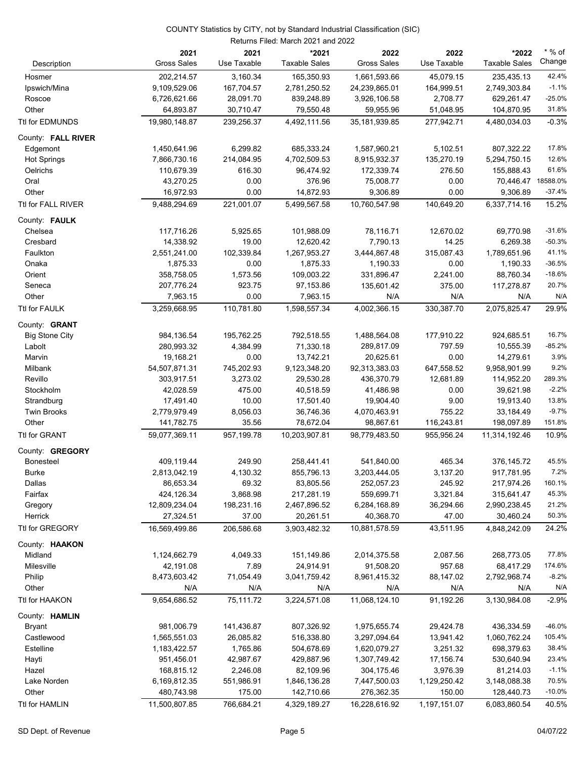COUNTY Statistics by CITY, not by Standard Industrial Classification (SIC)

Returns Filed: March 2021 and 2022

| Description | 2021 Gross Sales | 2021 Use Taxable | *2021 Taxable Sales | 2022 Gross Sales | 2022 Use Taxable | *2022 Taxable Sales | * % of Change |
|---|---|---|---|---|---|---|---|
| Hosmer | 202,214.57 | 3,160.34 | 165,350.93 | 1,661,593.66 | 45,079.15 | 235,435.13 | 42.4% |
| Ipswich/Mina | 9,109,529.06 | 167,704.57 | 2,781,250.52 | 24,239,865.01 | 164,999.51 | 2,749,303.84 | -1.1% |
| Roscoe | 6,726,621.66 | 28,091.70 | 839,248.89 | 3,926,106.58 | 2,708.77 | 629,261.47 | -25.0% |
| Other | 64,893.87 | 30,710.47 | 79,550.48 | 59,955.96 | 51,048.95 | 104,870.95 | 31.8% |
| Ttl for EDMUNDS | 19,980,148.87 | 239,256.37 | 4,492,111.56 | 35,181,939.85 | 277,942.71 | 4,480,034.03 | -0.3% |
| County: **FALL RIVER** | | | | | | | |
| Edgemont | 1,450,641.96 | 6,299.82 | 685,333.24 | 1,587,960.21 | 5,102.51 | 807,322.22 | 17.8% |
| Hot Springs | 7,866,730.16 | 214,084.95 | 4,702,509.53 | 8,915,932.37 | 135,270.19 | 5,294,750.15 | 12.6% |
| Oelrichs | 110,679.39 | 616.30 | 96,474.92 | 172,339.74 | 276.50 | 155,888.43 | 61.6% |
| Oral | 43,270.25 | 0.00 | 376.96 | 75,008.77 | 0.00 | 70,446.47 | 18588.0% |
| Other | 16,972.93 | 0.00 | 14,872.93 | 9,306.89 | 0.00 | 9,306.89 | -37.4% |
| Ttl for FALL RIVER | 9,488,294.69 | 221,001.07 | 5,499,567.58 | 10,760,547.98 | 140,649.20 | 6,337,714.16 | 15.2% |
| County: **FAULK** | | | | | | | |
| Chelsea | 117,716.26 | 5,925.65 | 101,988.09 | 78,116.71 | 12,670.02 | 69,770.98 | -31.6% |
| Cresbard | 14,338.92 | 19.00 | 12,620.42 | 7,790.13 | 14.25 | 6,269.38 | -50.3% |
| Faulkton | 2,551,241.00 | 102,339.84 | 1,267,953.27 | 3,444,867.48 | 315,087.43 | 1,789,651.96 | 41.1% |
| Onaka | 1,875.33 | 0.00 | 1,875.33 | 1,190.33 | 0.00 | 1,190.33 | -36.5% |
| Orient | 358,758.05 | 1,573.56 | 109,003.22 | 331,896.47 | 2,241.00 | 88,760.34 | -18.6% |
| Seneca | 207,776.24 | 923.75 | 97,153.86 | 135,601.42 | 375.00 | 117,278.87 | 20.7% |
| Other | 7,963.15 | 0.00 | 7,963.15 | N/A | N/A | N/A | N/A |
| Ttl for FAULK | 3,259,668.95 | 110,781.80 | 1,598,557.34 | 4,002,366.15 | 330,387.70 | 2,075,825.47 | 29.9% |
| County: **GRANT** | | | | | | | |
| Big Stone City | 984,136.54 | 195,762.25 | 792,518.55 | 1,488,564.08 | 177,910.22 | 924,685.51 | 16.7% |
| Labolt | 280,993.32 | 4,384.99 | 71,330.18 | 289,817.09 | 797.59 | 10,555.39 | -85.2% |
| Marvin | 19,168.21 | 0.00 | 13,742.21 | 20,625.61 | 0.00 | 14,279.61 | 3.9% |
| Milbank | 54,507,871.31 | 745,202.93 | 9,123,348.20 | 92,313,383.03 | 647,558.52 | 9,958,901.99 | 9.2% |
| Revillo | 303,917.51 | 3,273.02 | 29,530.28 | 436,370.79 | 12,681.89 | 114,952.20 | 289.3% |
| Stockholm | 42,028.59 | 475.00 | 40,518.59 | 41,486.98 | 0.00 | 39,621.98 | -2.2% |
| Strandburg | 17,491.40 | 10.00 | 17,501.40 | 19,904.40 | 9.00 | 19,913.40 | 13.8% |
| Twin Brooks | 2,779,979.49 | 8,056.03 | 36,746.36 | 4,070,463.91 | 755.22 | 33,184.49 | -9.7% |
| Other | 141,782.75 | 35.56 | 78,672.04 | 98,867.61 | 116,243.81 | 198,097.89 | 151.8% |
| Ttl for GRANT | 59,077,369.11 | 957,199.78 | 10,203,907.81 | 98,779,483.50 | 955,956.24 | 11,314,192.46 | 10.9% |
| County: **GREGORY** | | | | | | | |
| Bonesteel | 409,119.44 | 249.90 | 258,441.41 | 541,840.00 | 465.34 | 376,145.72 | 45.5% |
| Burke | 2,813,042.19 | 4,130.32 | 855,796.13 | 3,203,444.05 | 3,137.20 | 917,781.95 | 7.2% |
| Dallas | 86,653.34 | 69.32 | 83,805.56 | 252,057.23 | 245.92 | 217,974.26 | 160.1% |
| Fairfax | 424,126.34 | 3,868.98 | 217,281.19 | 559,699.71 | 3,321.84 | 315,641.47 | 45.3% |
| Gregory | 12,809,234.04 | 198,231.16 | 2,467,896.52 | 6,284,168.89 | 36,294.66 | 2,990,238.45 | 21.2% |
| Herrick | 27,324.51 | 37.00 | 20,261.51 | 40,368.70 | 47.00 | 30,460.24 | 50.3% |
| Ttl for GREGORY | 16,569,499.86 | 206,586.68 | 3,903,482.32 | 10,881,578.59 | 43,511.95 | 4,848,242.09 | 24.2% |
| County: **HAAKON** | | | | | | | |
| Midland | 1,124,662.79 | 4,049.33 | 151,149.86 | 2,014,375.58 | 2,087.56 | 268,773.05 | 77.8% |
| Milesville | 42,191.08 | 7.89 | 24,914.91 | 91,508.20 | 957.68 | 68,417.29 | 174.6% |
| Philip | 8,473,603.42 | 71,054.49 | 3,041,759.42 | 8,961,415.32 | 88,147.02 | 2,792,968.74 | -8.2% |
| Other | N/A | N/A | N/A | N/A | N/A | N/A | N/A |
| Ttl for HAAKON | 9,654,686.52 | 75,111.72 | 3,224,571.08 | 11,068,124.10 | 91,192.26 | 3,130,984.08 | -2.9% |
| County: **HAMLIN** | | | | | | | |
| Bryant | 981,006.79 | 141,436.87 | 807,326.92 | 1,975,655.74 | 29,424.78 | 436,334.59 | -46.0% |
| Castlewood | 1,565,551.03 | 26,085.82 | 516,338.80 | 3,297,094.64 | 13,941.42 | 1,060,762.24 | 105.4% |
| Estelline | 1,183,422.57 | 1,765.86 | 504,678.69 | 1,620,079.27 | 3,251.32 | 698,379.63 | 38.4% |
| Hayti | 951,456.01 | 42,987.67 | 429,887.96 | 1,307,749.42 | 17,156.74 | 530,640.94 | 23.4% |
| Hazel | 168,815.12 | 2,246.08 | 82,109.96 | 304,175.46 | 3,976.39 | 81,214.03 | -1.1% |
| Lake Norden | 6,169,812.35 | 551,986.91 | 1,846,136.28 | 7,447,500.03 | 1,129,250.42 | 3,148,088.38 | 70.5% |
| Other | 480,743.98 | 175.00 | 142,710.66 | 276,362.35 | 150.00 | 128,440.73 | -10.0% |
| Ttl for HAMLIN | 11,500,807.85 | 766,684.21 | 4,329,189.27 | 16,228,616.92 | 1,197,151.07 | 6,083,860.54 | 40.5% |

SD Dept. of Revenue 04/07/22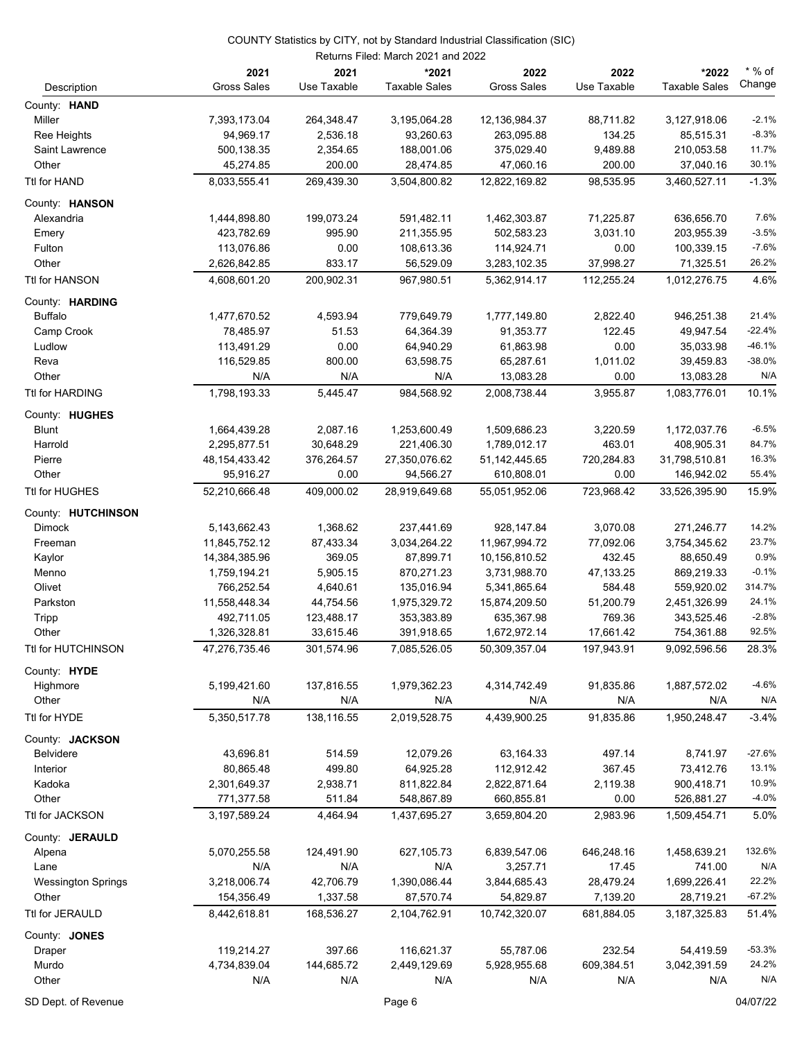COUNTY Statistics by CITY, not by Standard Industrial Classification (SIC)

Returns Filed: March 2021 and 2022

| Description | 2021 Gross Sales | 2021 Use Taxable | *2021 Taxable Sales | 2022 Gross Sales | 2022 Use Taxable | *2022 Taxable Sales | * % of Change |
|---|---|---|---|---|---|---|---|
| County: **HAND** | | | | | | | |
| Miller | 7,393,173.04 | 264,348.47 | 3,195,064.28 | 12,136,984.37 | 88,711.82 | 3,127,918.06 | -2.1% |
| Ree Heights | 94,969.17 | 2,536.18 | 93,260.63 | 263,095.88 | 134.25 | 85,515.31 | -8.3% |
| Saint Lawrence | 500,138.35 | 2,354.65 | 188,001.06 | 375,029.40 | 9,489.88 | 210,053.58 | 11.7% |
| Other | 45,274.85 | 200.00 | 28,474.85 | 47,060.16 | 200.00 | 37,040.16 | 30.1% |
| Ttl for HAND | 8,033,555.41 | 269,439.30 | 3,504,800.82 | 12,822,169.82 | 98,535.95 | 3,460,527.11 | -1.3% |
| County: **HANSON** | | | | | | | |
| Alexandria | 1,444,898.80 | 199,073.24 | 591,482.11 | 1,462,303.87 | 71,225.87 | 636,656.70 | 7.6% |
| Emery | 423,782.69 | 995.90 | 211,355.95 | 502,583.23 | 3,031.10 | 203,955.39 | -3.5% |
| Fulton | 113,076.86 | 0.00 | 108,613.36 | 114,924.71 | 0.00 | 100,339.15 | -7.6% |
| Other | 2,626,842.85 | 833.17 | 56,529.09 | 3,283,102.35 | 37,998.27 | 71,325.51 | 26.2% |
| Ttl for HANSON | 4,608,601.20 | 200,902.31 | 967,980.51 | 5,362,914.17 | 112,255.24 | 1,012,276.75 | 4.6% |
| County: **HARDING** | | | | | | | |
| Buffalo | 1,477,670.52 | 4,593.94 | 779,649.79 | 1,777,149.80 | 2,822.40 | 946,251.38 | 21.4% |
| Camp Crook | 78,485.97 | 51.53 | 64,364.39 | 91,353.77 | 122.45 | 49,947.54 | -22.4% |
| Ludlow | 113,491.29 | 0.00 | 64,940.29 | 61,863.98 | 0.00 | 35,033.98 | -46.1% |
| Reva | 116,529.85 | 800.00 | 63,598.75 | 65,287.61 | 1,011.02 | 39,459.83 | -38.0% |
| Other | N/A | N/A | N/A | 13,083.28 | 0.00 | 13,083.28 | N/A |
| Ttl for HARDING | 1,798,193.33 | 5,445.47 | 984,568.92 | 2,008,738.44 | 3,955.87 | 1,083,776.01 | 10.1% |
| County: **HUGHES** | | | | | | | |
| Blunt | 1,664,439.28 | 2,087.16 | 1,253,600.49 | 1,509,686.23 | 3,220.59 | 1,172,037.76 | -6.5% |
| Harrold | 2,295,877.51 | 30,648.29 | 221,406.30 | 1,789,012.17 | 463.01 | 408,905.31 | 84.7% |
| Pierre | 48,154,433.42 | 376,264.57 | 27,350,076.62 | 51,142,445.65 | 720,284.83 | 31,798,510.81 | 16.3% |
| Other | 95,916.27 | 0.00 | 94,566.27 | 610,808.01 | 0.00 | 146,942.02 | 55.4% |
| Ttl for HUGHES | 52,210,666.48 | 409,000.02 | 28,919,649.68 | 55,051,952.06 | 723,968.42 | 33,526,395.90 | 15.9% |
| County: **HUTCHINSON** | | | | | | | |
| Dimock | 5,143,662.43 | 1,368.62 | 237,441.69 | 928,147.84 | 3,070.08 | 271,246.77 | 14.2% |
| Freeman | 11,845,752.12 | 87,433.34 | 3,034,264.22 | 11,967,994.72 | 77,092.06 | 3,754,345.62 | 23.7% |
| Kaylor | 14,384,385.96 | 369.05 | 87,899.71 | 10,156,810.52 | 432.45 | 88,650.49 | 0.9% |
| Menno | 1,759,194.21 | 5,905.15 | 870,271.23 | 3,731,988.70 | 47,133.25 | 869,219.33 | -0.1% |
| Olivet | 766,252.54 | 4,640.61 | 135,016.94 | 5,341,865.64 | 584.48 | 559,920.02 | 314.7% |
| Parkston | 11,558,448.34 | 44,754.56 | 1,975,329.72 | 15,874,209.50 | 51,200.79 | 2,451,326.99 | 24.1% |
| Tripp | 492,711.05 | 123,488.17 | 353,383.89 | 635,367.98 | 769.36 | 343,525.46 | -2.8% |
| Other | 1,326,328.81 | 33,615.46 | 391,918.65 | 1,672,972.14 | 17,661.42 | 754,361.88 | 92.5% |
| Ttl for HUTCHINSON | 47,276,735.46 | 301,574.96 | 7,085,526.05 | 50,309,357.04 | 197,943.91 | 9,092,596.56 | 28.3% |
| County: **HYDE** | | | | | | | |
| Highmore | 5,199,421.60 | 137,816.55 | 1,979,362.23 | 4,314,742.49 | 91,835.86 | 1,887,572.02 | -4.6% |
| Other | N/A | N/A | N/A | N/A | N/A | N/A | N/A |
| Ttl for HYDE | 5,350,517.78 | 138,116.55 | 2,019,528.75 | 4,439,900.25 | 91,835.86 | 1,950,248.47 | -3.4% |
| County: **JACKSON** | | | | | | | |
| Belvidere | 43,696.81 | 514.59 | 12,079.26 | 63,164.33 | 497.14 | 8,741.97 | -27.6% |
| Interior | 80,865.48 | 499.80 | 64,925.28 | 112,912.42 | 367.45 | 73,412.76 | 13.1% |
| Kadoka | 2,301,649.37 | 2,938.71 | 811,822.84 | 2,822,871.64 | 2,119.38 | 900,418.71 | 10.9% |
| Other | 771,377.58 | 511.84 | 548,867.89 | 660,855.81 | 0.00 | 526,881.27 | -4.0% |
| Ttl for JACKSON | 3,197,589.24 | 4,464.94 | 1,437,695.27 | 3,659,804.20 | 2,983.96 | 1,509,454.71 | 5.0% |
| County: **JERAULD** | | | | | | | |
| Alpena | 5,070,255.58 | 124,491.90 | 627,105.73 | 6,839,547.06 | 646,248.16 | 1,458,639.21 | 132.6% |
| Lane | N/A | N/A | N/A | 3,257.71 | 17.45 | 741.00 | N/A |
| Wessington Springs | 3,218,006.74 | 42,706.79 | 1,390,086.44 | 3,844,685.43 | 28,479.24 | 1,699,226.41 | 22.2% |
| Other | 154,356.49 | 1,337.58 | 87,570.74 | 54,829.87 | 7,139.20 | 28,719.21 | -67.2% |
| Ttl for JERAULD | 8,442,618.81 | 168,536.27 | 2,104,762.91 | 10,742,320.07 | 681,884.05 | 3,187,325.83 | 51.4% |
| County: **JONES** | | | | | | | |
| Draper | 119,214.27 | 397.66 | 116,621.37 | 55,787.06 | 232.54 | 54,419.59 | -53.3% |
| Murdo | 4,734,839.04 | 144,685.72 | 2,449,129.69 | 5,928,955.68 | 609,384.51 | 3,042,391.59 | 24.2% |
| Other | N/A | N/A | N/A | N/A | N/A | N/A | N/A |

SD Dept. of Revenue — 04/07/22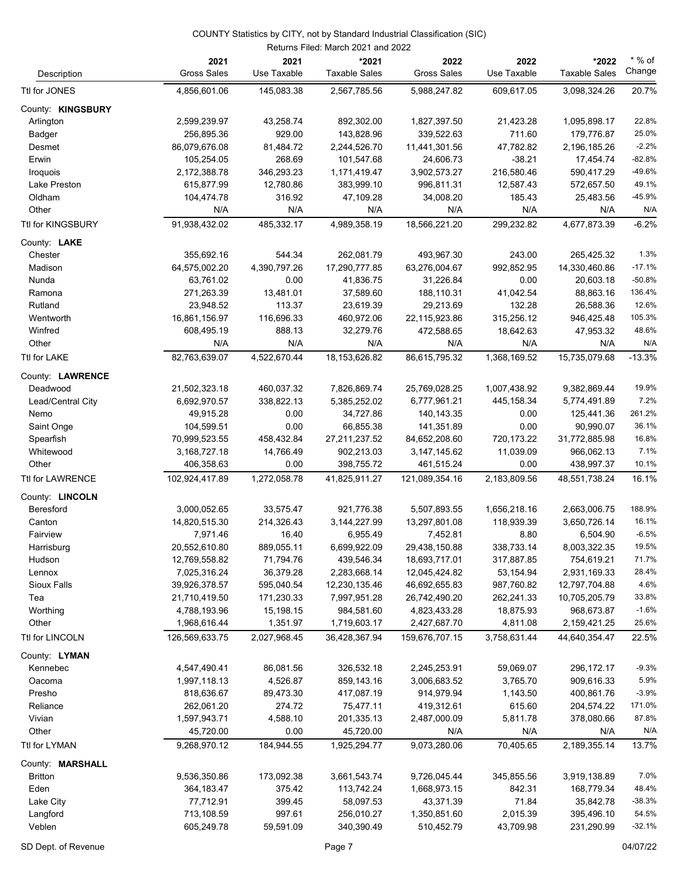COUNTY Statistics by CITY, not by Standard Industrial Classification (SIC)

Returns Filed: March 2021 and 2022

| Description | 2021 Gross Sales | 2021 Use Taxable | *2021 Taxable Sales | 2022 Gross Sales | 2022 Use Taxable | *2022 Taxable Sales | * % of Change |
|---|---|---|---|---|---|---|---|
| Ttl for JONES | 4,856,601.06 | 145,083.38 | 2,567,785.56 | 5,988,247.82 | 609,617.05 | 3,098,324.26 | 20.7% |
| County: **KINGSBURY** | | | | | | | |
| Arlington | 2,599,239.97 | 43,258.74 | 892,302.00 | 1,827,397.50 | 21,423.28 | 1,095,898.17 | 22.8% |
| Badger | 256,895.36 | 929.00 | 143,828.96 | 339,522.63 | 711.60 | 179,776.87 | 25.0% |
| Desmet | 86,079,676.08 | 81,484.72 | 2,244,526.70 | 11,441,301.56 | 47,782.82 | 2,196,185.26 | -2.2% |
| Erwin | 105,254.05 | 268.69 | 101,547.68 | 24,606.73 | -38.21 | 17,454.74 | -82.8% |
| Iroquois | 2,172,388.78 | 346,293.23 | 1,171,419.47 | 3,902,573.27 | 216,580.46 | 590,417.29 | -49.6% |
| Lake Preston | 615,877.99 | 12,780.86 | 383,999.10 | 996,811.31 | 12,587.43 | 572,657.50 | 49.1% |
| Oldham | 104,474.78 | 316.92 | 47,109.28 | 34,008.20 | 185.43 | 25,483.56 | -45.9% |
| Other | N/A | N/A | N/A | N/A | N/A | N/A | N/A |
| Ttl for KINGSBURY | 91,938,432.02 | 485,332.17 | 4,989,358.19 | 18,566,221.20 | 299,232.82 | 4,677,873.39 | -6.2% |
| County: **LAKE** | | | | | | | |
| Chester | 355,692.16 | 544.34 | 262,081.79 | 493,967.30 | 243.00 | 265,425.32 | 1.3% |
| Madison | 64,575,002.20 | 4,390,797.26 | 17,290,777.85 | 63,276,004.67 | 992,852.95 | 14,330,460.86 | -17.1% |
| Nunda | 63,761.02 | 0.00 | 41,836.75 | 31,226.84 | 0.00 | 20,603.18 | -50.8% |
| Ramona | 271,263.39 | 13,481.01 | 37,589.60 | 188,110.31 | 41,042.54 | 88,863.16 | 136.4% |
| Rutland | 23,948.52 | 113.37 | 23,619.39 | 29,213.69 | 132.28 | 26,588.36 | 12.6% |
| Wentworth | 16,861,156.97 | 116,696.33 | 460,972.06 | 22,115,923.86 | 315,256.12 | 946,425.48 | 105.3% |
| Winfred | 608,495.19 | 888.13 | 32,279.76 | 472,588.65 | 18,642.63 | 47,953.32 | 48.6% |
| Other | N/A | N/A | N/A | N/A | N/A | N/A | N/A |
| Ttl for LAKE | 82,763,639.07 | 4,522,670.44 | 18,153,626.82 | 86,615,795.32 | 1,368,169.52 | 15,735,079.68 | -13.3% |
| County: **LAWRENCE** | | | | | | | |
| Deadwood | 21,502,323.18 | 460,037.32 | 7,826,869.74 | 25,769,028.25 | 1,007,438.92 | 9,382,869.44 | 19.9% |
| Lead/Central City | 6,692,970.57 | 338,822.13 | 5,385,252.02 | 6,777,961.21 | 445,158.34 | 5,774,491.89 | 7.2% |
| Nemo | 49,915.28 | 0.00 | 34,727.86 | 140,143.35 | 0.00 | 125,441.36 | 261.2% |
| Saint Onge | 104,599.51 | 0.00 | 66,855.38 | 141,351.89 | 0.00 | 90,990.07 | 36.1% |
| Spearfish | 70,999,523.55 | 458,432.84 | 27,211,237.52 | 84,652,208.60 | 720,173.22 | 31,772,885.98 | 16.8% |
| Whitewood | 3,168,727.18 | 14,766.49 | 902,213.03 | 3,147,145.62 | 11,039.09 | 966,062.13 | 7.1% |
| Other | 406,358.63 | 0.00 | 398,755.72 | 461,515.24 | 0.00 | 438,997.37 | 10.1% |
| Ttl for LAWRENCE | 102,924,417.89 | 1,272,058.78 | 41,825,911.27 | 121,089,354.16 | 2,183,809.56 | 48,551,738.24 | 16.1% |
| County: **LINCOLN** | | | | | | | |
| Beresford | 3,000,052.65 | 33,575.47 | 921,776.38 | 5,507,893.55 | 1,656,218.16 | 2,663,006.75 | 188.9% |
| Canton | 14,820,515.30 | 214,326.43 | 3,144,227.99 | 13,297,801.08 | 118,939.39 | 3,650,726.14 | 16.1% |
| Fairview | 7,971.46 | 16.40 | 6,955.49 | 7,452.81 | 8.80 | 6,504.90 | -6.5% |
| Harrisburg | 20,552,610.80 | 889,055.11 | 6,699,922.09 | 29,438,150.88 | 338,733.14 | 8,003,322.35 | 19.5% |
| Hudson | 12,769,558.82 | 71,794.76 | 439,546.34 | 18,693,717.01 | 317,887.85 | 754,619.21 | 71.7% |
| Lennox | 7,025,316.24 | 36,379.28 | 2,283,668.14 | 12,045,424.82 | 53,154.94 | 2,931,169.33 | 28.4% |
| Sioux Falls | 39,926,378.57 | 595,040.54 | 12,230,135.46 | 46,692,655.83 | 987,760.82 | 12,797,704.88 | 4.6% |
| Tea | 21,710,419.50 | 171,230.33 | 7,997,951.28 | 26,742,490.20 | 262,241.33 | 10,705,205.79 | 33.8% |
| Worthing | 4,788,193.96 | 15,198.15 | 984,581.60 | 4,823,433.28 | 18,875.93 | 968,673.87 | -1.6% |
| Other | 1,968,616.44 | 1,351.97 | 1,719,603.17 | 2,427,687.70 | 4,811.08 | 2,159,421.25 | 25.6% |
| Ttl for LINCOLN | 126,569,633.75 | 2,027,968.45 | 36,428,367.94 | 159,676,707.15 | 3,758,631.44 | 44,640,354.47 | 22.5% |
| County: **LYMAN** | | | | | | | |
| Kennebec | 4,547,490.41 | 86,081.56 | 326,532.18 | 2,245,253.91 | 59,069.07 | 296,172.17 | -9.3% |
| Oacoma | 1,997,118.13 | 4,526.87 | 859,143.16 | 3,006,683.52 | 3,765.70 | 909,616.33 | 5.9% |
| Presho | 818,636.67 | 89,473.30 | 417,087.19 | 914,979.94 | 1,143.50 | 400,861.76 | -3.9% |
| Reliance | 262,061.20 | 274.72 | 75,477.11 | 419,312.61 | 615.60 | 204,574.22 | 171.0% |
| Vivian | 1,597,943.71 | 4,588.10 | 201,335.13 | 2,487,000.09 | 5,811.78 | 378,080.66 | 87.8% |
| Other | 45,720.00 | 0.00 | 45,720.00 | N/A | N/A | N/A | N/A |
| Ttl for LYMAN | 9,268,970.12 | 184,944.55 | 1,925,294.77 | 9,073,280.06 | 70,405.65 | 2,189,355.14 | 13.7% |
| County: **MARSHALL** | | | | | | | |
| Britton | 9,536,350.86 | 173,092.38 | 3,661,543.74 | 9,726,045.44 | 345,855.56 | 3,919,138.89 | 7.0% |
| Eden | 364,183.47 | 375.42 | 113,742.24 | 1,668,973.15 | 842.31 | 168,779.34 | 48.4% |
| Lake City | 77,712.91 | 399.45 | 58,097.53 | 43,371.39 | 71.84 | 35,842.78 | -38.3% |
| Langford | 713,108.59 | 997.61 | 256,010.27 | 1,350,851.60 | 2,015.39 | 395,496.10 | 54.5% |
| Veblen | 605,249.78 | 59,591.09 | 340,390.49 | 510,452.79 | 43,709.98 | 231,290.99 | -32.1% |

SD Dept. of Revenue 04/07/22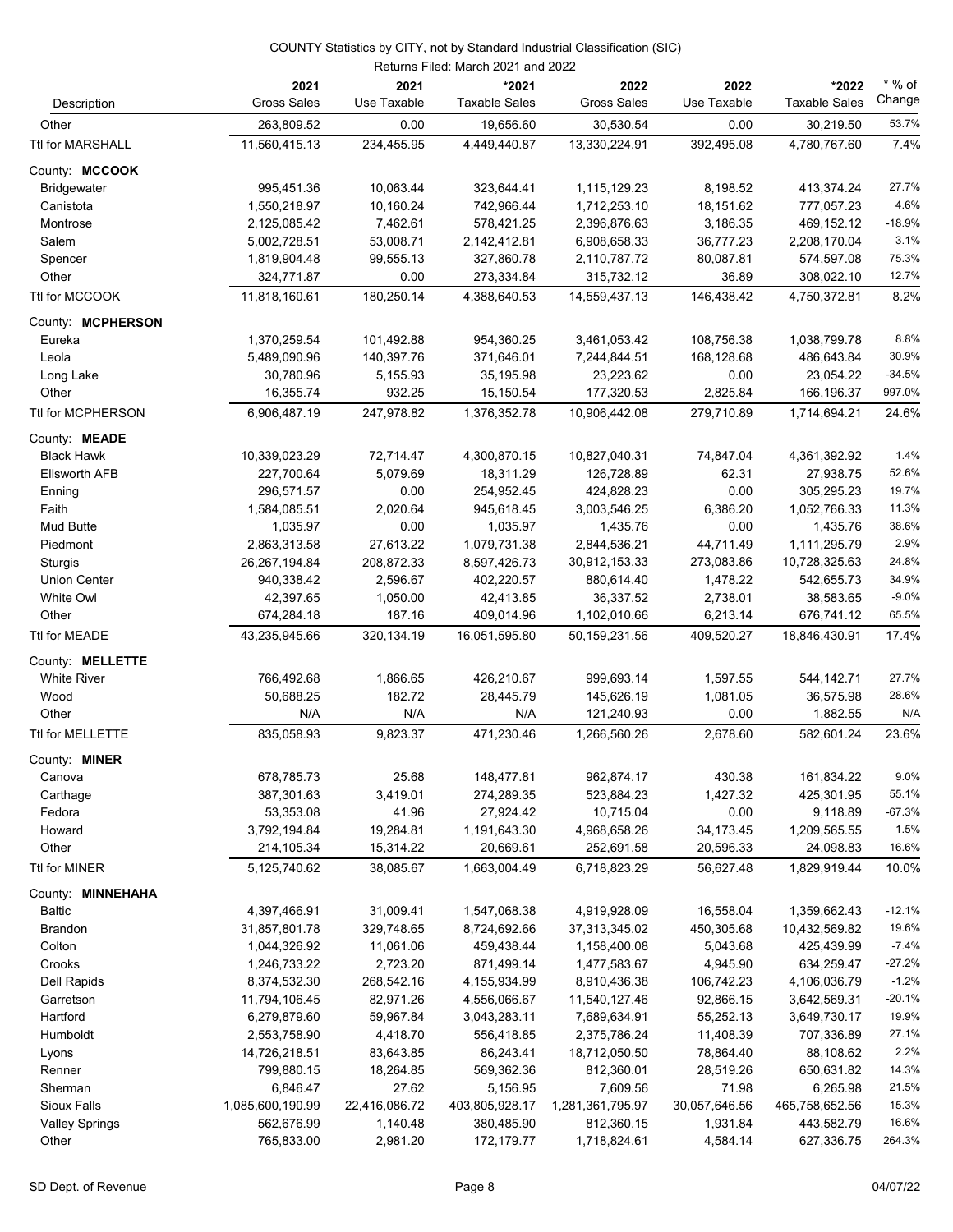COUNTY Statistics by CITY, not by Standard Industrial Classification (SIC)

Returns Filed: March 2021 and 2022

| Description | 2021 Gross Sales | 2021 Use Taxable | *2021 Taxable Sales | 2022 Gross Sales | 2022 Use Taxable | *2022 Taxable Sales | * % of Change |
|---|---|---|---|---|---|---|---|
| Other | 263,809.52 | 0.00 | 19,656.60 | 30,530.54 | 0.00 | 30,219.50 | 53.7% |
| Ttl for MARSHALL | 11,560,415.13 | 234,455.95 | 4,449,440.87 | 13,330,224.91 | 392,495.08 | 4,780,767.60 | 7.4% |
| County: **MCCOOK** | | | | | | | |
| Bridgewater | 995,451.36 | 10,063.44 | 323,644.41 | 1,115,129.23 | 8,198.52 | 413,374.24 | 27.7% |
| Canistota | 1,550,218.97 | 10,160.24 | 742,966.44 | 1,712,253.10 | 18,151.62 | 777,057.23 | 4.6% |
| Montrose | 2,125,085.42 | 7,462.61 | 578,421.25 | 2,396,876.63 | 3,186.35 | 469,152.12 | -18.9% |
| Salem | 5,002,728.51 | 53,008.71 | 2,142,412.81 | 6,908,658.33 | 36,777.23 | 2,208,170.04 | 3.1% |
| Spencer | 1,819,904.48 | 99,555.13 | 327,860.78 | 2,110,787.72 | 80,087.81 | 574,597.08 | 75.3% |
| Other | 324,771.87 | 0.00 | 273,334.84 | 315,732.12 | 36.89 | 308,022.10 | 12.7% |
| Ttl for MCCOOK | 11,818,160.61 | 180,250.14 | 4,388,640.53 | 14,559,437.13 | 146,438.42 | 4,750,372.81 | 8.2% |
| County: **MCPHERSON** | | | | | | | |
| Eureka | 1,370,259.54 | 101,492.88 | 954,360.25 | 3,461,053.42 | 108,756.38 | 1,038,799.78 | 8.8% |
| Leola | 5,489,090.96 | 140,397.76 | 371,646.01 | 7,244,844.51 | 168,128.68 | 486,643.84 | 30.9% |
| Long Lake | 30,780.96 | 5,155.93 | 35,195.98 | 23,223.62 | 0.00 | 23,054.22 | -34.5% |
| Other | 16,355.74 | 932.25 | 15,150.54 | 177,320.53 | 2,825.84 | 166,196.37 | 997.0% |
| Ttl for MCPHERSON | 6,906,487.19 | 247,978.82 | 1,376,352.78 | 10,906,442.08 | 279,710.89 | 1,714,694.21 | 24.6% |
| County: **MEADE** | | | | | | | |
| Black Hawk | 10,339,023.29 | 72,714.47 | 4,300,870.15 | 10,827,040.31 | 74,847.04 | 4,361,392.92 | 1.4% |
| Ellsworth AFB | 227,700.64 | 5,079.69 | 18,311.29 | 126,728.89 | 62.31 | 27,938.75 | 52.6% |
| Enning | 296,571.57 | 0.00 | 254,952.45 | 424,828.23 | 0.00 | 305,295.23 | 19.7% |
| Faith | 1,584,085.51 | 2,020.64 | 945,618.45 | 3,003,546.25 | 6,386.20 | 1,052,766.33 | 11.3% |
| Mud Butte | 1,035.97 | 0.00 | 1,035.97 | 1,435.76 | 0.00 | 1,435.76 | 38.6% |
| Piedmont | 2,863,313.58 | 27,613.22 | 1,079,731.38 | 2,844,536.21 | 44,711.49 | 1,111,295.79 | 2.9% |
| Sturgis | 26,267,194.84 | 208,872.33 | 8,597,426.73 | 30,912,153.33 | 273,083.86 | 10,728,325.63 | 24.8% |
| Union Center | 940,338.42 | 2,596.67 | 402,220.57 | 880,614.40 | 1,478.22 | 542,655.73 | 34.9% |
| White Owl | 42,397.65 | 1,050.00 | 42,413.85 | 36,337.52 | 2,738.01 | 38,583.65 | -9.0% |
| Other | 674,284.18 | 187.16 | 409,014.96 | 1,102,010.66 | 6,213.14 | 676,741.12 | 65.5% |
| Ttl for MEADE | 43,235,945.66 | 320,134.19 | 16,051,595.80 | 50,159,231.56 | 409,520.27 | 18,846,430.91 | 17.4% |
| County: **MELLETTE** | | | | | | | |
| White River | 766,492.68 | 1,866.65 | 426,210.67 | 999,693.14 | 1,597.55 | 544,142.71 | 27.7% |
| Wood | 50,688.25 | 182.72 | 28,445.79 | 145,626.19 | 1,081.05 | 36,575.98 | 28.6% |
| Other | N/A | N/A | N/A | 121,240.93 | 0.00 | 1,882.55 | N/A |
| Ttl for MELLETTE | 835,058.93 | 9,823.37 | 471,230.46 | 1,266,560.26 | 2,678.60 | 582,601.24 | 23.6% |
| County: **MINER** | | | | | | | |
| Canova | 678,785.73 | 25.68 | 148,477.81 | 962,874.17 | 430.38 | 161,834.22 | 9.0% |
| Carthage | 387,301.63 | 3,419.01 | 274,289.35 | 523,884.23 | 1,427.32 | 425,301.95 | 55.1% |
| Fedora | 53,353.08 | 41.96 | 27,924.42 | 10,715.04 | 0.00 | 9,118.89 | -67.3% |
| Howard | 3,792,194.84 | 19,284.81 | 1,191,643.30 | 4,968,658.26 | 34,173.45 | 1,209,565.55 | 1.5% |
| Other | 214,105.34 | 15,314.22 | 20,669.61 | 252,691.58 | 20,596.33 | 24,098.83 | 16.6% |
| Ttl for MINER | 5,125,740.62 | 38,085.67 | 1,663,004.49 | 6,718,823.29 | 56,627.48 | 1,829,919.44 | 10.0% |
| County: **MINNEHAHA** | | | | | | | |
| Baltic | 4,397,466.91 | 31,009.41 | 1,547,068.38 | 4,919,928.09 | 16,558.04 | 1,359,662.43 | -12.1% |
| Brandon | 31,857,801.78 | 329,748.65 | 8,724,692.66 | 37,313,345.02 | 450,305.68 | 10,432,569.82 | 19.6% |
| Colton | 1,044,326.92 | 11,061.06 | 459,438.44 | 1,158,400.08 | 5,043.68 | 425,439.99 | -7.4% |
| Crooks | 1,246,733.22 | 2,723.20 | 871,499.14 | 1,477,583.67 | 4,945.90 | 634,259.47 | -27.2% |
| Dell Rapids | 8,374,532.30 | 268,542.16 | 4,155,934.99 | 8,910,436.38 | 106,742.23 | 4,106,036.79 | -1.2% |
| Garretson | 11,794,106.45 | 82,971.26 | 4,556,066.67 | 11,540,127.46 | 92,866.15 | 3,642,569.31 | -20.1% |
| Hartford | 6,279,879.60 | 59,967.84 | 3,043,283.11 | 7,689,634.91 | 55,252.13 | 3,649,730.17 | 19.9% |
| Humboldt | 2,553,758.90 | 4,418.70 | 556,418.85 | 2,375,786.24 | 11,408.39 | 707,336.89 | 27.1% |
| Lyons | 14,726,218.51 | 83,643.85 | 86,243.41 | 18,712,050.50 | 78,864.40 | 88,108.62 | 2.2% |
| Renner | 799,880.15 | 18,264.85 | 569,362.36 | 812,360.01 | 28,519.26 | 650,631.82 | 14.3% |
| Sherman | 6,846.47 | 27.62 | 5,156.95 | 7,609.56 | 71.98 | 6,265.98 | 21.5% |
| Sioux Falls | 1,085,600,190.99 | 22,416,086.72 | 403,805,928.17 | 1,281,361,795.97 | 30,057,646.56 | 465,758,652.56 | 15.3% |
| Valley Springs | 562,676.99 | 1,140.48 | 380,485.90 | 812,360.15 | 1,931.84 | 443,582.79 | 16.6% |
| Other | 765,833.00 | 2,981.20 | 172,179.77 | 1,718,824.61 | 4,584.14 | 627,336.75 | 264.3% |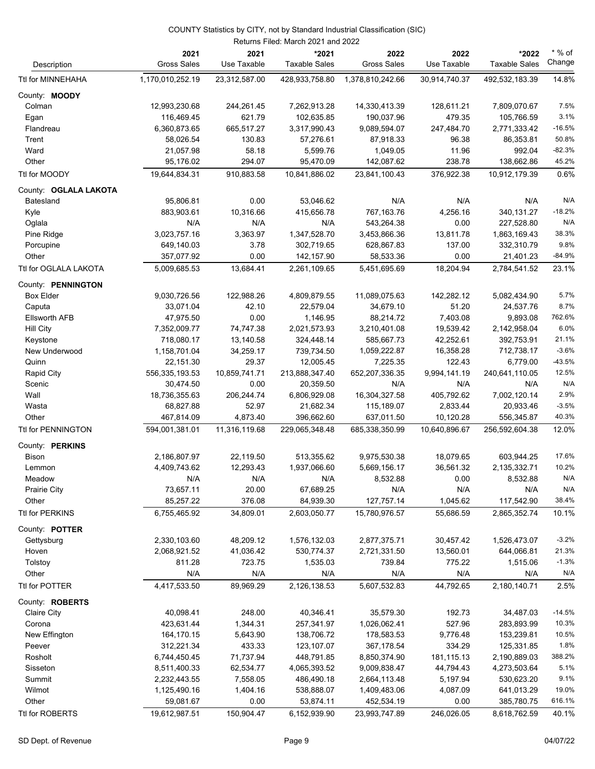COUNTY Statistics by CITY, not by Standard Industrial Classification (SIC)

Returns Filed: March 2021 and 2022

| Description | 2021 Gross Sales | 2021 Use Taxable | *2021 Taxable Sales | 2022 Gross Sales | 2022 Use Taxable | *2022 Taxable Sales | * % of Change |
|---|---|---|---|---|---|---|---|
| Ttl for MINNEHAHA | 1,170,010,252.19 | 23,312,587.00 | 428,933,758.80 | 1,378,810,242.66 | 30,914,740.37 | 492,532,183.39 | 14.8% |
| County: **MOODY** | | | | | | | |
| Colman | 12,993,230.68 | 244,261.45 | 7,262,913.28 | 14,330,413.39 | 128,611.21 | 7,809,070.67 | 7.5% |
| Egan | 116,469.45 | 621.79 | 102,635.85 | 190,037.96 | 479.35 | 105,766.59 | 3.1% |
| Flandreau | 6,360,873.65 | 665,517.27 | 3,317,990.43 | 9,089,594.07 | 247,484.70 | 2,771,333.42 | -16.5% |
| Trent | 58,026.54 | 130.83 | 57,276.61 | 87,918.33 | 96.38 | 86,353.81 | 50.8% |
| Ward | 21,057.98 | 58.18 | 5,599.76 | 1,049.05 | 11.96 | 992.04 | -82.3% |
| Other | 95,176.02 | 294.07 | 95,470.09 | 142,087.62 | 238.78 | 138,662.86 | 45.2% |
| Ttl for MOODY | 19,644,834.31 | 910,883.58 | 10,841,886.02 | 23,841,100.43 | 376,922.38 | 10,912,179.39 | 0.6% |
| County: **OGLALA LAKOTA** | | | | | | | |
| Batesland | 95,806.81 | 0.00 | 53,046.62 | N/A | N/A | N/A | N/A |
| Kyle | 883,903.61 | 10,316.66 | 415,656.78 | 767,163.76 | 4,256.16 | 340,131.27 | -18.2% |
| Oglala | N/A | N/A | N/A | 543,264.38 | 0.00 | 227,528.80 | N/A |
| Pine Ridge | 3,023,757.16 | 3,363.97 | 1,347,528.70 | 3,453,866.36 | 13,811.78 | 1,863,169.43 | 38.3% |
| Porcupine | 649,140.03 | 3.78 | 302,719.65 | 628,867.83 | 137.00 | 332,310.79 | 9.8% |
| Other | 357,077.92 | 0.00 | 142,157.90 | 58,533.36 | 0.00 | 21,401.23 | -84.9% |
| Ttl for OGLALA LAKOTA | 5,009,685.53 | 13,684.41 | 2,261,109.65 | 5,451,695.69 | 18,204.94 | 2,784,541.52 | 23.1% |
| County: **PENNINGTON** | | | | | | | |
| Box Elder | 9,030,726.56 | 122,988.26 | 4,809,879.55 | 11,089,075.63 | 142,282.12 | 5,082,434.90 | 5.7% |
| Caputa | 33,071.04 | 42.10 | 22,579.04 | 34,679.10 | 51.20 | 24,537.76 | 8.7% |
| Ellsworth AFB | 47,975.50 | 0.00 | 1,146.95 | 88,214.72 | 7,403.08 | 9,893.08 | 762.6% |
| Hill City | 7,352,009.77 | 74,747.38 | 2,021,573.93 | 3,210,401.08 | 19,539.42 | 2,142,958.04 | 6.0% |
| Keystone | 718,080.17 | 13,140.58 | 324,448.14 | 585,667.73 | 42,252.61 | 392,753.91 | 21.1% |
| New Underwood | 1,158,701.04 | 34,259.17 | 739,734.50 | 1,059,222.87 | 16,358.28 | 712,738.17 | -3.6% |
| Quinn | 22,151.30 | 29.37 | 12,005.45 | 7,225.35 | 122.43 | 6,779.00 | -43.5% |
| Rapid City | 556,335,193.53 | 10,859,741.71 | 213,888,347.40 | 652,207,336.35 | 9,994,141.19 | 240,641,110.05 | 12.5% |
| Scenic | 30,474.50 | 0.00 | 20,359.50 | N/A | N/A | N/A | N/A |
| Wall | 18,736,355.63 | 206,244.74 | 6,806,929.08 | 16,304,327.58 | 405,792.62 | 7,002,120.14 | 2.9% |
| Wasta | 68,827.88 | 52.97 | 21,682.34 | 115,189.07 | 2,833.44 | 20,933.46 | -3.5% |
| Other | 467,814.09 | 4,873.40 | 396,662.60 | 637,011.50 | 10,120.28 | 556,345.87 | 40.3% |
| Ttl for PENNINGTON | 594,001,381.01 | 11,316,119.68 | 229,065,348.48 | 685,338,350.99 | 10,640,896.67 | 256,592,604.38 | 12.0% |
| County: **PERKINS** | | | | | | | |
| Bison | 2,186,807.97 | 22,119.50 | 513,355.62 | 9,975,530.38 | 18,079.65 | 603,944.25 | 17.6% |
| Lemmon | 4,409,743.62 | 12,293.43 | 1,937,066.60 | 5,669,156.17 | 36,561.32 | 2,135,332.71 | 10.2% |
| Meadow | N/A | N/A | N/A | 8,532.88 | 0.00 | 8,532.88 | N/A |
| Prairie City | 73,657.11 | 20.00 | 67,689.25 | N/A | N/A | N/A | N/A |
| Other | 85,257.22 | 376.08 | 84,939.30 | 127,757.14 | 1,045.62 | 117,542.90 | 38.4% |
| Ttl for PERKINS | 6,755,465.92 | 34,809.01 | 2,603,050.77 | 15,780,976.57 | 55,686.59 | 2,865,352.74 | 10.1% |
| County: **POTTER** | | | | | | | |
| Gettysburg | 2,330,103.60 | 48,209.12 | 1,576,132.03 | 2,877,375.71 | 30,457.42 | 1,526,473.07 | -3.2% |
| Hoven | 2,068,921.52 | 41,036.42 | 530,774.37 | 2,721,331.50 | 13,560.01 | 644,066.81 | 21.3% |
| Tolstoy | 811.28 | 723.75 | 1,535.03 | 739.84 | 775.22 | 1,515.06 | -1.3% |
| Other | N/A | N/A | N/A | N/A | N/A | N/A | N/A |
| Ttl for POTTER | 4,417,533.50 | 89,969.29 | 2,126,138.53 | 5,607,532.83 | 44,792.65 | 2,180,140.71 | 2.5% |
| County: **ROBERTS** | | | | | | | |
| Claire City | 40,098.41 | 248.00 | 40,346.41 | 35,579.30 | 192.73 | 34,487.03 | -14.5% |
| Corona | 423,631.44 | 1,344.31 | 257,341.97 | 1,026,062.41 | 527.96 | 283,893.99 | 10.3% |
| New Effington | 164,170.15 | 5,643.90 | 138,706.72 | 178,583.53 | 9,776.48 | 153,239.81 | 10.5% |
| Peever | 312,221.34 | 433.33 | 123,107.07 | 367,178.54 | 334.29 | 125,331.85 | 1.8% |
| Rosholt | 6,744,450.45 | 71,737.94 | 448,791.85 | 8,850,374.90 | 181,115.13 | 2,190,889.03 | 388.2% |
| Sisseton | 8,511,400.33 | 62,534.77 | 4,065,393.52 | 9,009,838.47 | 44,794.43 | 4,273,503.64 | 5.1% |
| Summit | 2,232,443.55 | 7,558.05 | 486,490.18 | 2,664,113.48 | 5,197.94 | 530,623.20 | 9.1% |
| Wilmot | 1,125,490.16 | 1,404.16 | 538,888.07 | 1,409,483.06 | 4,087.09 | 641,013.29 | 19.0% |
| Other | 59,081.67 | 0.00 | 53,874.11 | 452,534.19 | 0.00 | 385,780.75 | 616.1% |
| Ttl for ROBERTS | 19,612,987.51 | 150,904.47 | 6,152,939.90 | 23,993,747.89 | 246,026.05 | 8,618,762.59 | 40.1% |

SD Dept. of Revenue — 04/07/22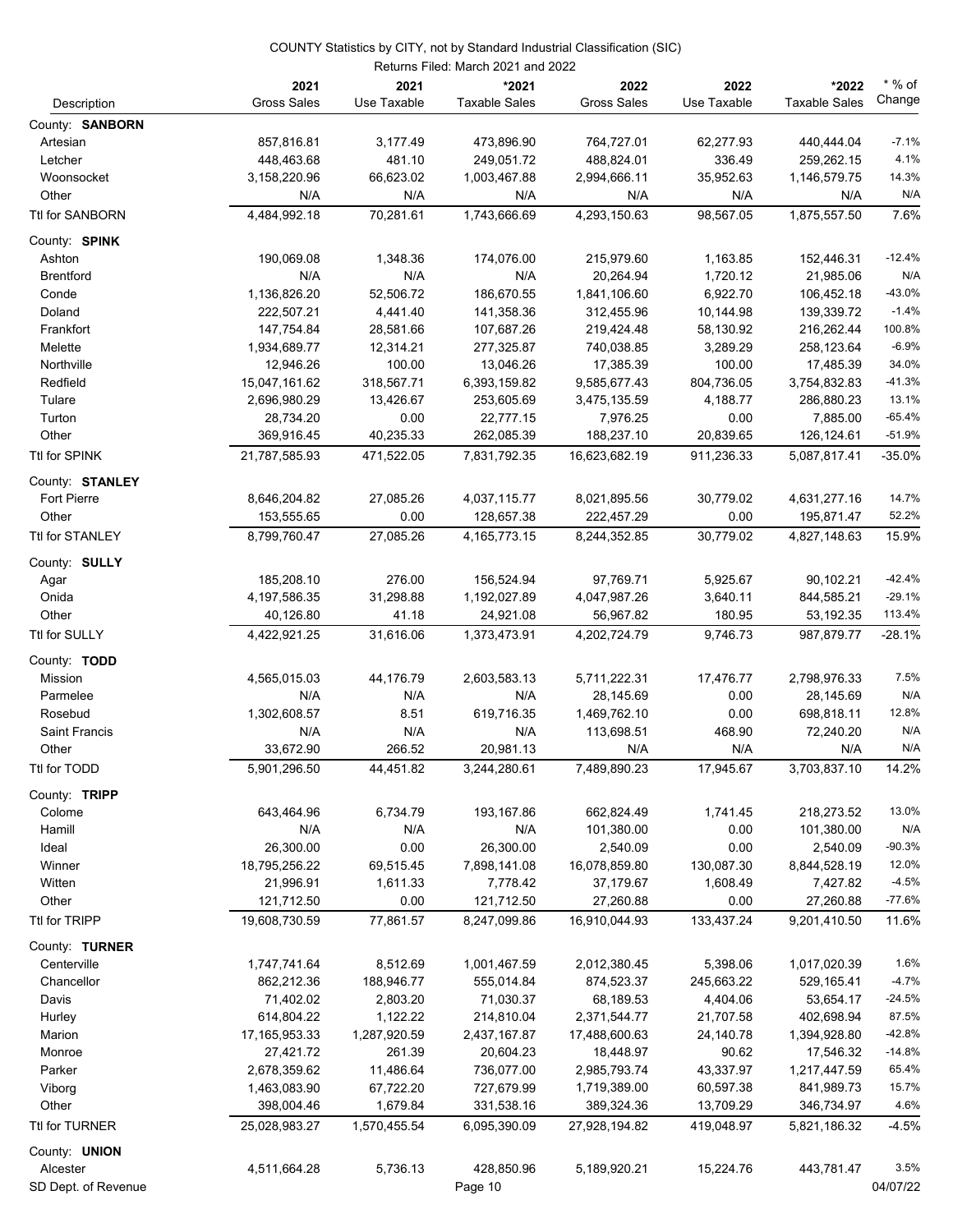COUNTY Statistics by CITY, not by Standard Industrial Classification (SIC)

Returns Filed: March 2021 and 2022

| Description | 2021 Gross Sales | 2021 Use Taxable | *2021 Taxable Sales | 2022 Gross Sales | 2022 Use Taxable | *2022 Taxable Sales | * % of Change |
|---|---|---|---|---|---|---|---|
| County: **SANBORN** | | | | | | | |
| Artesian | 857,816.81 | 3,177.49 | 473,896.90 | 764,727.01 | 62,277.93 | 440,444.04 | -7.1% |
| Letcher | 448,463.68 | 481.10 | 249,051.72 | 488,824.01 | 336.49 | 259,262.15 | 4.1% |
| Woonsocket | 3,158,220.96 | 66,623.02 | 1,003,467.88 | 2,994,666.11 | 35,952.63 | 1,146,579.75 | 14.3% |
| Other | N/A | N/A | N/A | N/A | N/A | N/A | N/A |
| Ttl for SANBORN | 4,484,992.18 | 70,281.61 | 1,743,666.69 | 4,293,150.63 | 98,567.05 | 1,875,557.50 | 7.6% |
| County: **SPINK** | | | | | | | |
| Ashton | 190,069.08 | 1,348.36 | 174,076.00 | 215,979.60 | 1,163.85 | 152,446.31 | -12.4% |
| Brentford | N/A | N/A | N/A | 20,264.94 | 1,720.12 | 21,985.06 | N/A |
| Conde | 1,136,826.20 | 52,506.72 | 186,670.55 | 1,841,106.60 | 6,922.70 | 106,452.18 | -43.0% |
| Doland | 222,507.21 | 4,441.40 | 141,358.36 | 312,455.96 | 10,144.98 | 139,339.72 | -1.4% |
| Frankfort | 147,754.84 | 28,581.66 | 107,687.26 | 219,424.48 | 58,130.92 | 216,262.44 | 100.8% |
| Melette | 1,934,689.77 | 12,314.21 | 277,325.87 | 740,038.85 | 3,289.29 | 258,123.64 | -6.9% |
| Northville | 12,946.26 | 100.00 | 13,046.26 | 17,385.39 | 100.00 | 17,485.39 | 34.0% |
| Redfield | 15,047,161.62 | 318,567.71 | 6,393,159.82 | 9,585,677.43 | 804,736.05 | 3,754,832.83 | -41.3% |
| Tulare | 2,696,980.29 | 13,426.67 | 253,605.69 | 3,475,135.59 | 4,188.77 | 286,880.23 | 13.1% |
| Turton | 28,734.20 | 0.00 | 22,777.15 | 7,976.25 | 0.00 | 7,885.00 | -65.4% |
| Other | 369,916.45 | 40,235.33 | 262,085.39 | 188,237.10 | 20,839.65 | 126,124.61 | -51.9% |
| Ttl for SPINK | 21,787,585.93 | 471,522.05 | 7,831,792.35 | 16,623,682.19 | 911,236.33 | 5,087,817.41 | -35.0% |
| County: **STANLEY** | | | | | | | |
| Fort Pierre | 8,646,204.82 | 27,085.26 | 4,037,115.77 | 8,021,895.56 | 30,779.02 | 4,631,277.16 | 14.7% |
| Other | 153,555.65 | 0.00 | 128,657.38 | 222,457.29 | 0.00 | 195,871.47 | 52.2% |
| Ttl for STANLEY | 8,799,760.47 | 27,085.26 | 4,165,773.15 | 8,244,352.85 | 30,779.02 | 4,827,148.63 | 15.9% |
| County: **SULLY** | | | | | | | |
| Agar | 185,208.10 | 276.00 | 156,524.94 | 97,769.71 | 5,925.67 | 90,102.21 | -42.4% |
| Onida | 4,197,586.35 | 31,298.88 | 1,192,027.89 | 4,047,987.26 | 3,640.11 | 844,585.21 | -29.1% |
| Other | 40,126.80 | 41.18 | 24,921.08 | 56,967.82 | 180.95 | 53,192.35 | 113.4% |
| Ttl for SULLY | 4,422,921.25 | 31,616.06 | 1,373,473.91 | 4,202,724.79 | 9,746.73 | 987,879.77 | -28.1% |
| County: **TODD** | | | | | | | |
| Mission | 4,565,015.03 | 44,176.79 | 2,603,583.13 | 5,711,222.31 | 17,476.77 | 2,798,976.33 | 7.5% |
| Parmelee | N/A | N/A | N/A | 28,145.69 | 0.00 | 28,145.69 | N/A |
| Rosebud | 1,302,608.57 | 8.51 | 619,716.35 | 1,469,762.10 | 0.00 | 698,818.11 | 12.8% |
| Saint Francis | N/A | N/A | N/A | 113,698.51 | 468.90 | 72,240.20 | N/A |
| Other | 33,672.90 | 266.52 | 20,981.13 | N/A | N/A | N/A | N/A |
| Ttl for TODD | 5,901,296.50 | 44,451.82 | 3,244,280.61 | 7,489,890.23 | 17,945.67 | 3,703,837.10 | 14.2% |
| County: **TRIPP** | | | | | | | |
| Colome | 643,464.96 | 6,734.79 | 193,167.86 | 662,824.49 | 1,741.45 | 218,273.52 | 13.0% |
| Hamill | N/A | N/A | N/A | 101,380.00 | 0.00 | 101,380.00 | N/A |
| Ideal | 26,300.00 | 0.00 | 26,300.00 | 2,540.09 | 0.00 | 2,540.09 | -90.3% |
| Winner | 18,795,256.22 | 69,515.45 | 7,898,141.08 | 16,078,859.80 | 130,087.30 | 8,844,528.19 | 12.0% |
| Witten | 21,996.91 | 1,611.33 | 7,778.42 | 37,179.67 | 1,608.49 | 7,427.82 | -4.5% |
| Other | 121,712.50 | 0.00 | 121,712.50 | 27,260.88 | 0.00 | 27,260.88 | -77.6% |
| Ttl for TRIPP | 19,608,730.59 | 77,861.57 | 8,247,099.86 | 16,910,044.93 | 133,437.24 | 9,201,410.50 | 11.6% |
| County: **TURNER** | | | | | | | |
| Centerville | 1,747,741.64 | 8,512.69 | 1,001,467.59 | 2,012,380.45 | 5,398.06 | 1,017,020.39 | 1.6% |
| Chancellor | 862,212.36 | 188,946.77 | 555,014.84 | 874,523.37 | 245,663.22 | 529,165.41 | -4.7% |
| Davis | 71,402.02 | 2,803.20 | 71,030.37 | 68,189.53 | 4,404.06 | 53,654.17 | -24.5% |
| Hurley | 614,804.22 | 1,122.22 | 214,810.04 | 2,371,544.77 | 21,707.58 | 402,698.94 | 87.5% |
| Marion | 17,165,953.33 | 1,287,920.59 | 2,437,167.87 | 17,488,600.63 | 24,140.78 | 1,394,928.80 | -42.8% |
| Monroe | 27,421.72 | 261.39 | 20,604.23 | 18,448.97 | 90.62 | 17,546.32 | -14.8% |
| Parker | 2,678,359.62 | 11,486.64 | 736,077.00 | 2,985,793.74 | 43,337.97 | 1,217,447.59 | 65.4% |
| Viborg | 1,463,083.90 | 67,722.20 | 727,679.99 | 1,719,389.00 | 60,597.38 | 841,989.73 | 15.7% |
| Other | 398,004.46 | 1,679.84 | 331,538.16 | 389,324.36 | 13,709.29 | 346,734.97 | 4.6% |
| Ttl for TURNER | 25,028,983.27 | 1,570,455.54 | 6,095,390.09 | 27,928,194.82 | 419,048.97 | 5,821,186.32 | -4.5% |
| County: **UNION** | | | | | | | |
| Alcester | 4,511,664.28 | 5,736.13 | 428,850.96 | 5,189,920.21 | 15,224.76 | 443,781.47 | 3.5% |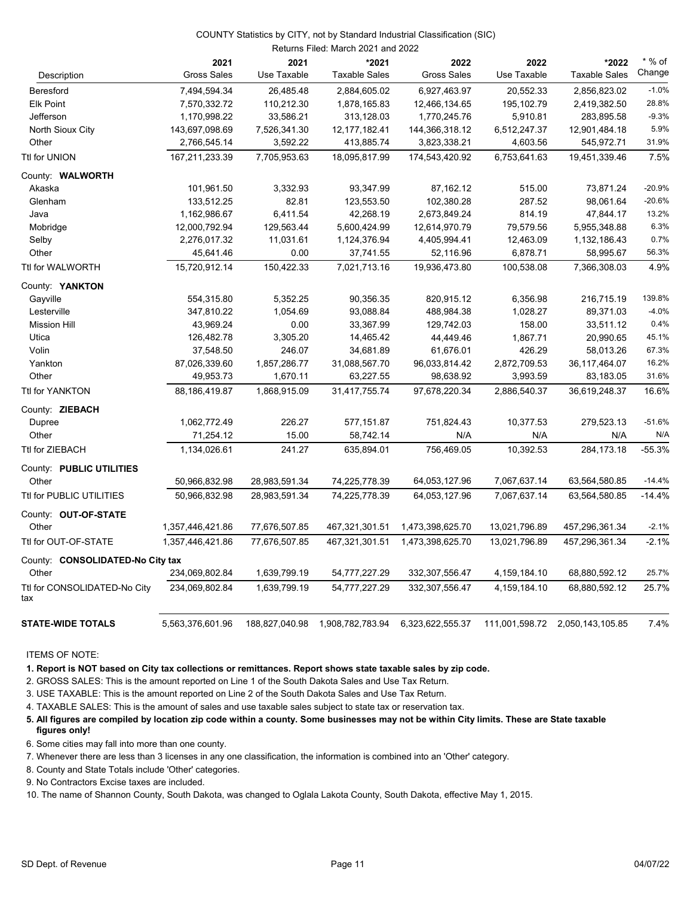COUNTY Statistics by CITY, not by Standard Industrial Classification (SIC)

Returns Filed: March 2021 and 2022

| Description | 2021 Gross Sales | 2021 Use Taxable | *2021 Taxable Sales | 2022 Gross Sales | 2022 Use Taxable | *2022 Taxable Sales | * % of Change |
|---|---|---|---|---|---|---|---|
| Beresford | 7,494,594.34 | 26,485.48 | 2,884,605.02 | 6,927,463.97 | 20,552.33 | 2,856,823.02 | -1.0% |
| Elk Point | 7,570,332.72 | 110,212.30 | 1,878,165.83 | 12,466,134.65 | 195,102.79 | 2,419,382.50 | 28.8% |
| Jefferson | 1,170,998.22 | 33,586.21 | 313,128.03 | 1,770,245.76 | 5,910.81 | 283,895.58 | -9.3% |
| North Sioux City | 143,697,098.69 | 7,526,341.30 | 12,177,182.41 | 144,366,318.12 | 6,512,247.37 | 12,901,484.18 | 5.9% |
| Other | 2,766,545.14 | 3,592.22 | 413,885.74 | 3,823,338.21 | 4,603.56 | 545,972.71 | 31.9% |
| Ttl for UNION | 167,211,233.39 | 7,705,953.63 | 18,095,817.99 | 174,543,420.92 | 6,753,641.63 | 19,451,339.46 | 7.5% |
| County: **WALWORTH** | | | | | | | |
| Akaska | 101,961.50 | 3,332.93 | 93,347.99 | 87,162.12 | 515.00 | 73,871.24 | -20.9% |
| Glenham | 133,512.25 | 82.81 | 123,553.50 | 102,380.28 | 287.52 | 98,061.64 | -20.6% |
| Java | 1,162,986.67 | 6,411.54 | 42,268.19 | 2,673,849.24 | 814.19 | 47,844.17 | 13.2% |
| Mobridge | 12,000,792.94 | 129,563.44 | 5,600,424.99 | 12,614,970.79 | 79,579.56 | 5,955,348.88 | 6.3% |
| Selby | 2,276,017.32 | 11,031.61 | 1,124,376.94 | 4,405,994.41 | 12,463.09 | 1,132,186.43 | 0.7% |
| Other | 45,641.46 | 0.00 | 37,741.55 | 52,116.96 | 6,878.71 | 58,995.67 | 56.3% |
| Ttl for WALWORTH | 15,720,912.14 | 150,422.33 | 7,021,713.16 | 19,936,473.80 | 100,538.08 | 7,366,308.03 | 4.9% |
| County: **YANKTON** | | | | | | | |
| Gayville | 554,315.80 | 5,352.25 | 90,356.35 | 820,915.12 | 6,356.98 | 216,715.19 | 139.8% |
| Lesterville | 347,810.22 | 1,054.69 | 93,088.84 | 488,984.38 | 1,028.27 | 89,371.03 | -4.0% |
| Mission Hill | 43,969.24 | 0.00 | 33,367.99 | 129,742.03 | 158.00 | 33,511.12 | 0.4% |
| Utica | 126,482.78 | 3,305.20 | 14,465.42 | 44,449.46 | 1,867.71 | 20,990.65 | 45.1% |
| Volin | 37,548.50 | 246.07 | 34,681.89 | 61,676.01 | 426.29 | 58,013.26 | 67.3% |
| Yankton | 87,026,339.60 | 1,857,286.77 | 31,088,567.70 | 96,033,814.42 | 2,872,709.53 | 36,117,464.07 | 16.2% |
| Other | 49,953.73 | 1,670.11 | 63,227.55 | 98,638.92 | 3,993.59 | 83,183.05 | 31.6% |
| Ttl for YANKTON | 88,186,419.87 | 1,868,915.09 | 31,417,755.74 | 97,678,220.34 | 2,886,540.37 | 36,619,248.37 | 16.6% |
| County: **ZIEBACH** | | | | | | | |
| Dupree | 1,062,772.49 | 226.27 | 577,151.87 | 751,824.43 | 10,377.53 | 279,523.13 | -51.6% |
| Other | 71,254.12 | 15.00 | 58,742.14 | N/A | N/A | N/A | N/A |
| Ttl for ZIEBACH | 1,134,026.61 | 241.27 | 635,894.01 | 756,469.05 | 10,392.53 | 284,173.18 | -55.3% |
| County: **PUBLIC UTILITIES** | | | | | | | |
| Other | 50,966,832.98 | 28,983,591.34 | 74,225,778.39 | 64,053,127.96 | 7,067,637.14 | 63,564,580.85 | -14.4% |
| Ttl for PUBLIC UTILITIES | 50,966,832.98 | 28,983,591.34 | 74,225,778.39 | 64,053,127.96 | 7,067,637.14 | 63,564,580.85 | -14.4% |
| County: **OUT-OF-STATE** | | | | | | | |
| Other | 1,357,446,421.86 | 77,676,507.85 | 467,321,301.51 | 1,473,398,625.70 | 13,021,796.89 | 457,296,361.34 | -2.1% |
| Ttl for OUT-OF-STATE | 1,357,446,421.86 | 77,676,507.85 | 467,321,301.51 | 1,473,398,625.70 | 13,021,796.89 | 457,296,361.34 | -2.1% |
| County: **CONSOLIDATED-No City tax** | | | | | | | |
| Other | 234,069,802.84 | 1,639,799.19 | 54,777,227.29 | 332,307,556.47 | 4,159,184.10 | 68,880,592.12 | 25.7% |
| Ttl for CONSOLIDATED-No City tax | 234,069,802.84 | 1,639,799.19 | 54,777,227.29 | 332,307,556.47 | 4,159,184.10 | 68,880,592.12 | 25.7% |
| **STATE-WIDE TOTALS** | 5,563,376,601.96 | 188,827,040.98 | 1,908,782,783.94 | 6,323,622,555.37 | 111,001,598.72 | 2,050,143,105.85 | 7.4% |

ITEMS OF NOTE:

**1. Report is NOT based on City tax collections or remittances. Report shows state taxable sales by zip code.**

2. GROSS SALES: This is the amount reported on Line 1 of the South Dakota Sales and Use Tax Return.

3. USE TAXABLE: This is the amount reported on Line 2 of the South Dakota Sales and Use Tax Return.

4. TAXABLE SALES: This is the amount of sales and use taxable sales subject to state tax or reservation tax.

**5. All figures are compiled by location zip code within a county. Some businesses may not be within City limits. These are State taxable figures only!**

6. Some cities may fall into more than one county.

7. Whenever there are less than 3 licenses in any one classification, the information is combined into an 'Other' category.

8. County and State Totals include 'Other' categories.

9. No Contractors Excise taxes are included.

10. The name of Shannon County, South Dakota, was changed to Oglala Lakota County, South Dakota, effective May 1, 2015.